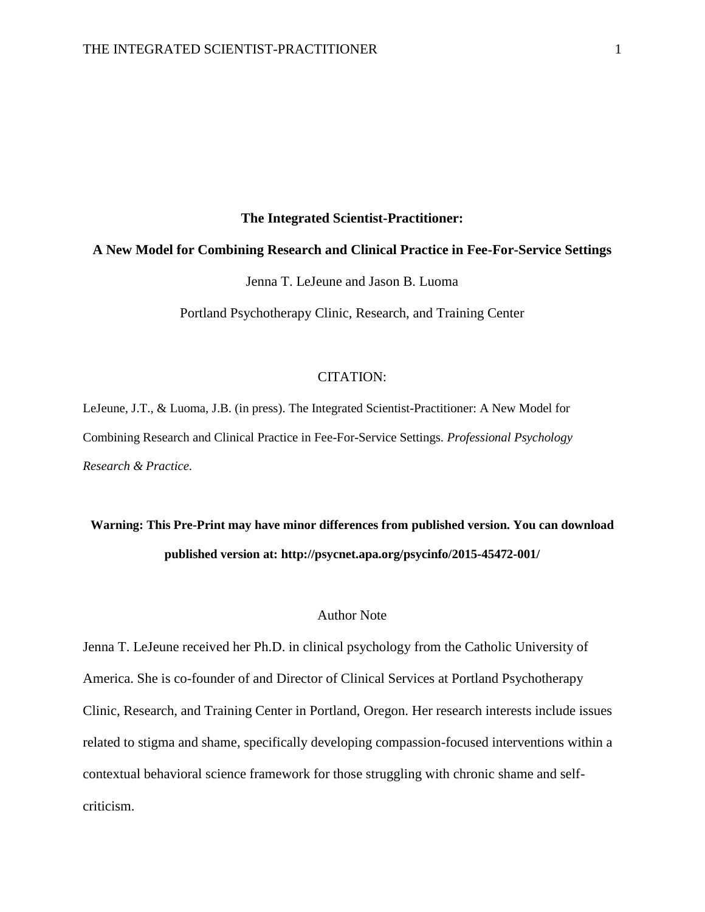# The Integrated Scientist-Practitioner:

## A New Model for Combining Research and Clinical Practice in Fee-For-Service Settings

Jenna T. LeJeune and Jason B. Luoma

Portland Psychotherapy Clinic, Research, and Training Center

CITATION:

LeJeune, J.T., & Luoma, J.B. (in press). The Integrated Scientist-Practitioner: A New Model for Combining Research and Clinical Practice in Fee-For-Service Settings. *Professional Psychology Research & Practice.*

**Warning: This Pre-Print may have minor differences from published version. You can download published version at: http://psycnet.apa.org/psycinfo/2015-45472-001/**

Author Note

Jenna T. LeJeune received her Ph.D. in clinical psychology from the Catholic University of America. She is co-founder of and Director of Clinical Services at Portland Psychotherapy Clinic, Research, and Training Center in Portland, Oregon. Her research interests include issues related to stigma and shame, specifically developing compassion-focused interventions within a contextual behavioral science framework for those struggling with chronic shame and self-criticism.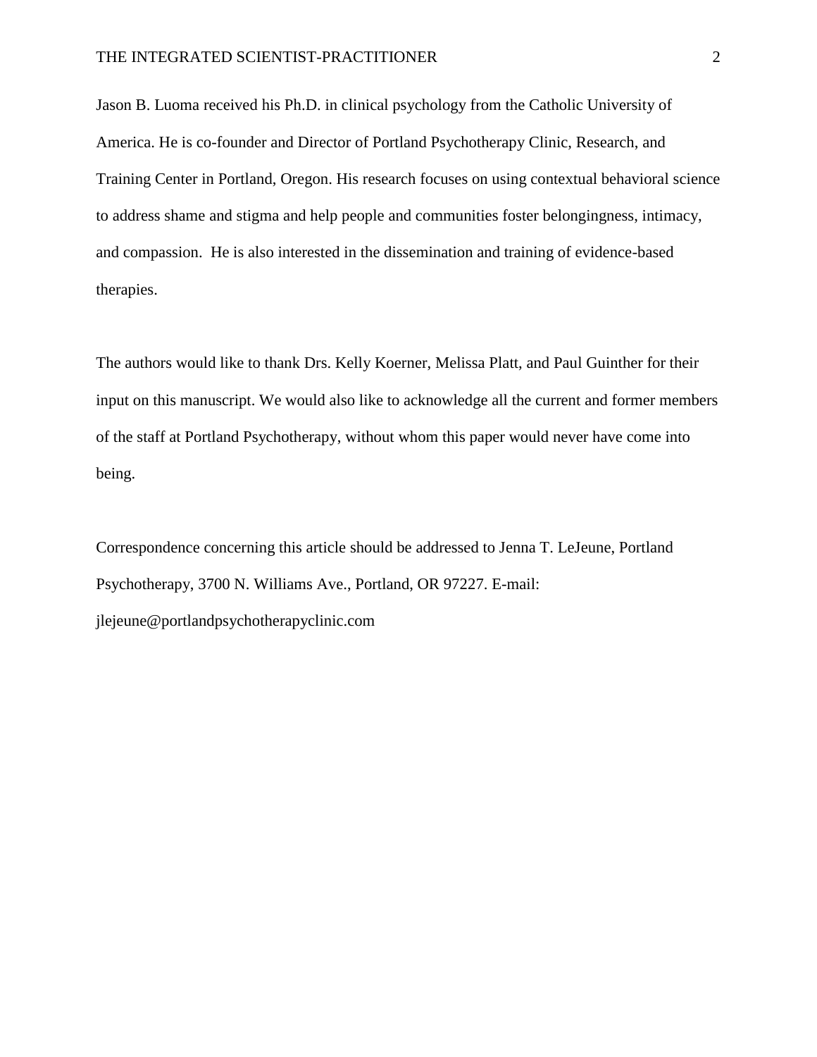Jason B. Luoma received his Ph.D. in clinical psychology from the Catholic University of America. He is co-founder and Director of Portland Psychotherapy Clinic, Research, and Training Center in Portland, Oregon. His research focuses on using contextual behavioral science to address shame and stigma and help people and communities foster belongingness, intimacy, and compassion. He is also interested in the dissemination and training of evidence-based therapies.

The authors would like to thank Drs. Kelly Koerner, Melissa Platt, and Paul Guinther for their input on this manuscript. We would also like to acknowledge all the current and former members of the staff at Portland Psychotherapy, without whom this paper would never have come into being.

Correspondence concerning this article should be addressed to Jenna T. LeJeune, Portland Psychotherapy, 3700 N. Williams Ave., Portland, OR 97227. E-mail: jlejeune@portlandpsychotherapyclinic.com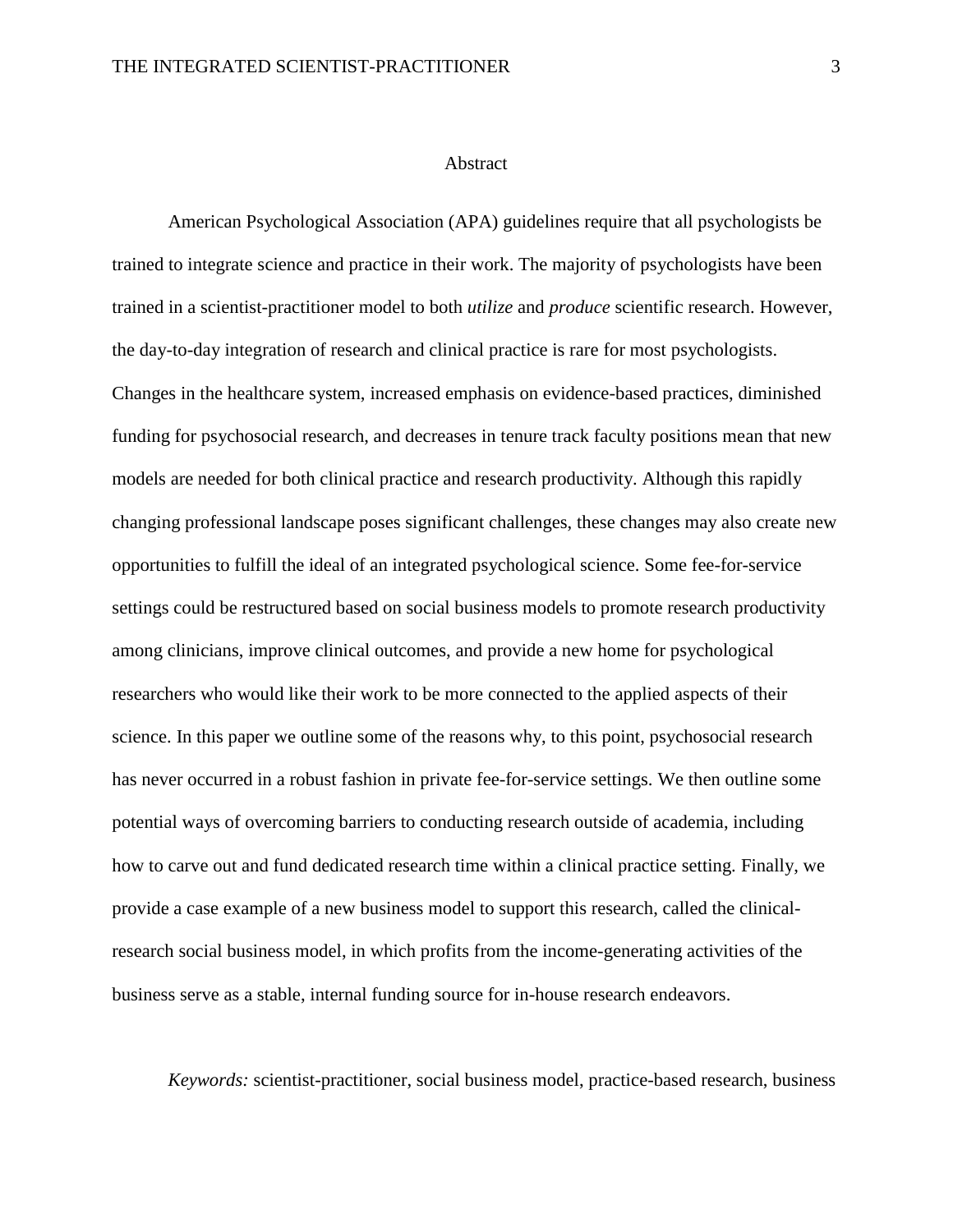# Abstract

American Psychological Association (APA) guidelines require that all psychologists be trained to integrate science and practice in their work. The majority of psychologists have been trained in a scientist-practitioner model to both *utilize* and *produce* scientific research. However, the day-to-day integration of research and clinical practice is rare for most psychologists. Changes in the healthcare system, increased emphasis on evidence-based practices, diminished funding for psychosocial research, and decreases in tenure track faculty positions mean that new models are needed for both clinical practice and research productivity. Although this rapidly changing professional landscape poses significant challenges, these changes may also create new opportunities to fulfill the ideal of an integrated psychological science. Some fee-for-service settings could be restructured based on social business models to promote research productivity among clinicians, improve clinical outcomes, and provide a new home for psychological researchers who would like their work to be more connected to the applied aspects of their science. In this paper we outline some of the reasons why, to this point, psychosocial research has never occurred in a robust fashion in private fee-for-service settings. We then outline some potential ways of overcoming barriers to conducting research outside of academia, including how to carve out and fund dedicated research time within a clinical practice setting. Finally, we provide a case example of a new business model to support this research, called the clinical-research social business model, in which profits from the income-generating activities of the business serve as a stable, internal funding source for in-house research endeavors.

*Keywords:* scientist-practitioner, social business model, practice-based research, business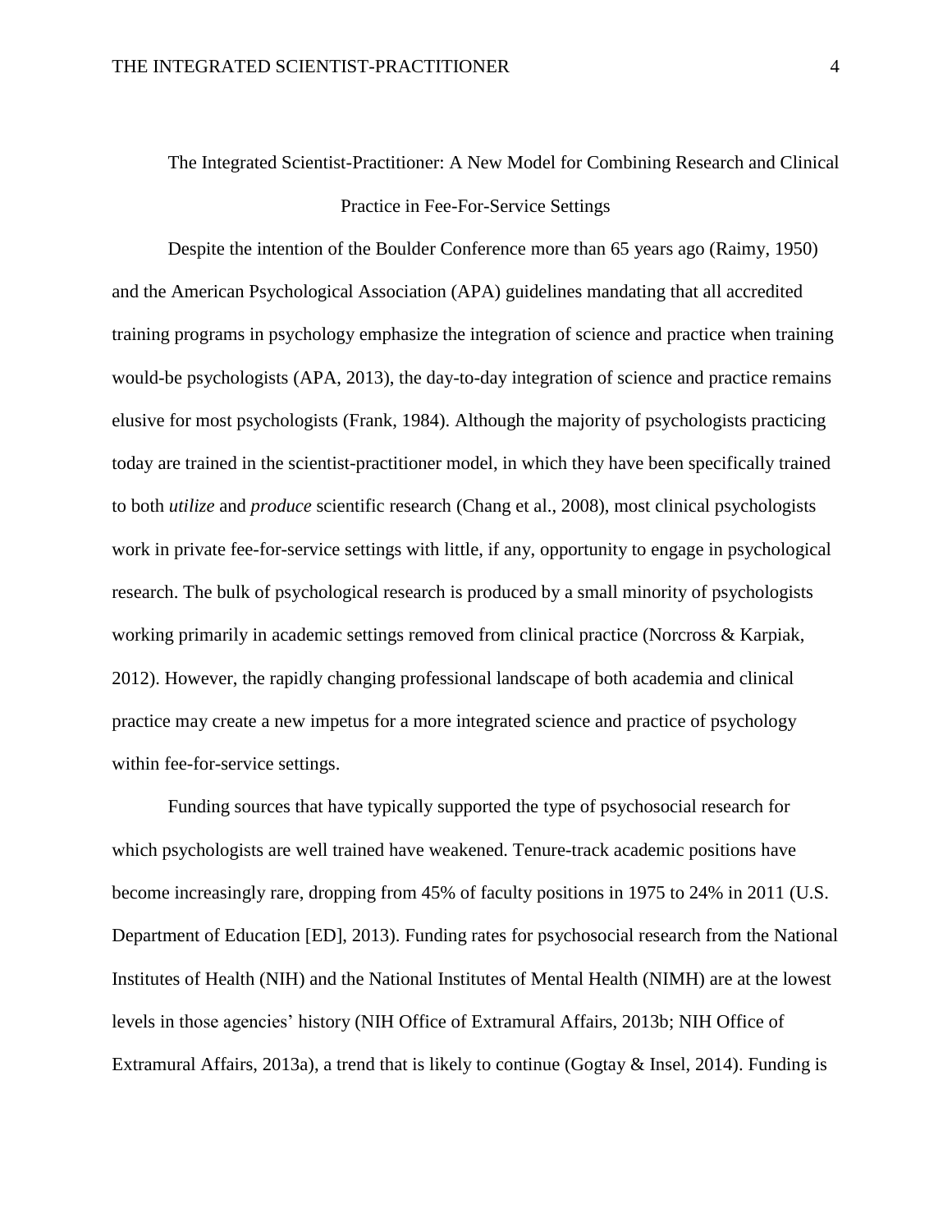# The Integrated Scientist-Practitioner: A New Model for Combining Research and Clinical Practice in Fee-For-Service Settings

Despite the intention of the Boulder Conference more than 65 years ago (Raimy, 1950) and the American Psychological Association (APA) guidelines mandating that all accredited training programs in psychology emphasize the integration of science and practice when training would-be psychologists (APA, 2013), the day-to-day integration of science and practice remains elusive for most psychologists (Frank, 1984). Although the majority of psychologists practicing today are trained in the scientist-practitioner model, in which they have been specifically trained to both *utilize* and *produce* scientific research (Chang et al., 2008), most clinical psychologists work in private fee-for-service settings with little, if any, opportunity to engage in psychological research. The bulk of psychological research is produced by a small minority of psychologists working primarily in academic settings removed from clinical practice (Norcross & Karpiak, 2012). However, the rapidly changing professional landscape of both academia and clinical practice may create a new impetus for a more integrated science and practice of psychology within fee-for-service settings.

Funding sources that have typically supported the type of psychosocial research for which psychologists are well trained have weakened. Tenure-track academic positions have become increasingly rare, dropping from 45% of faculty positions in 1975 to 24% in 2011 (U.S. Department of Education [ED], 2013). Funding rates for psychosocial research from the National Institutes of Health (NIH) and the National Institutes of Mental Health (NIMH) are at the lowest levels in those agencies' history (NIH Office of Extramural Affairs, 2013b; NIH Office of Extramural Affairs, 2013a), a trend that is likely to continue (Gogtay & Insel, 2014). Funding is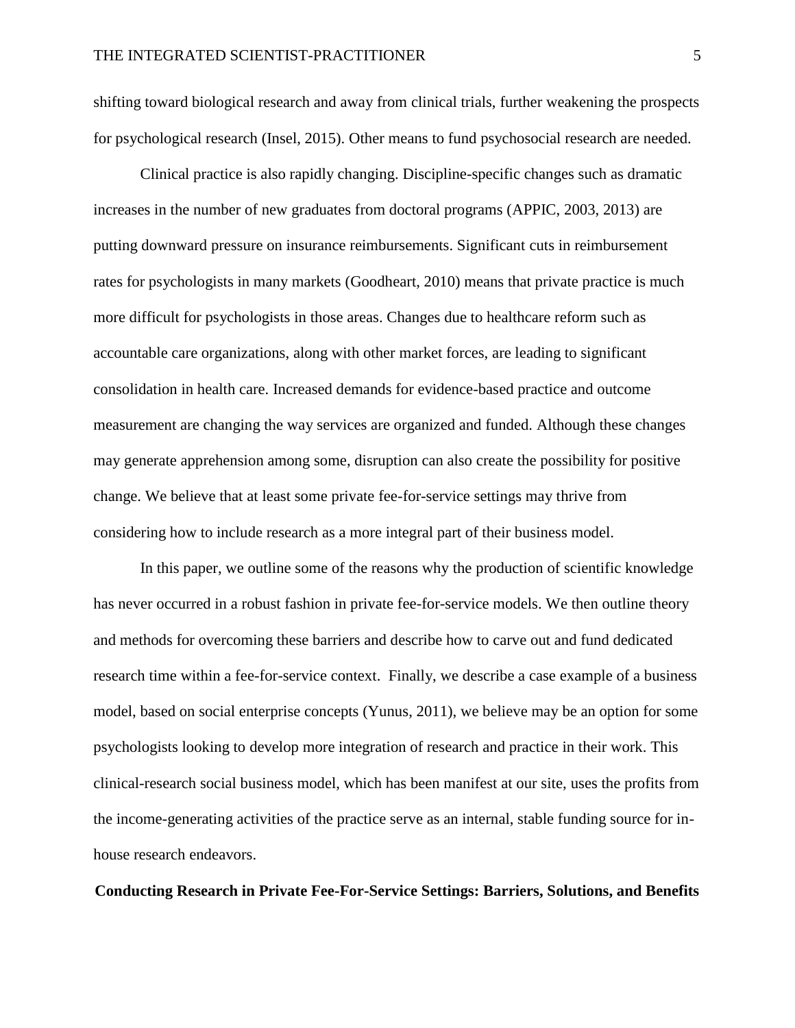shifting toward biological research and away from clinical trials, further weakening the prospects for psychological research (Insel, 2015). Other means to fund psychosocial research are needed.

Clinical practice is also rapidly changing. Discipline-specific changes such as dramatic increases in the number of new graduates from doctoral programs (APPIC, 2003, 2013) are putting downward pressure on insurance reimbursements. Significant cuts in reimbursement rates for psychologists in many markets (Goodheart, 2010) means that private practice is much more difficult for psychologists in those areas. Changes due to healthcare reform such as accountable care organizations, along with other market forces, are leading to significant consolidation in health care. Increased demands for evidence-based practice and outcome measurement are changing the way services are organized and funded. Although these changes may generate apprehension among some, disruption can also create the possibility for positive change. We believe that at least some private fee-for-service settings may thrive from considering how to include research as a more integral part of their business model.

In this paper, we outline some of the reasons why the production of scientific knowledge has never occurred in a robust fashion in private fee-for-service models. We then outline theory and methods for overcoming these barriers and describe how to carve out and fund dedicated research time within a fee-for-service context. Finally, we describe a case example of a business model, based on social enterprise concepts (Yunus, 2011), we believe may be an option for some psychologists looking to develop more integration of research and practice in their work. This clinical-research social business model, which has been manifest at our site, uses the profits from the income-generating activities of the practice serve as an internal, stable funding source for in-house research endeavors.

## Conducting Research in Private Fee-For-Service Settings: Barriers, Solutions, and Benefits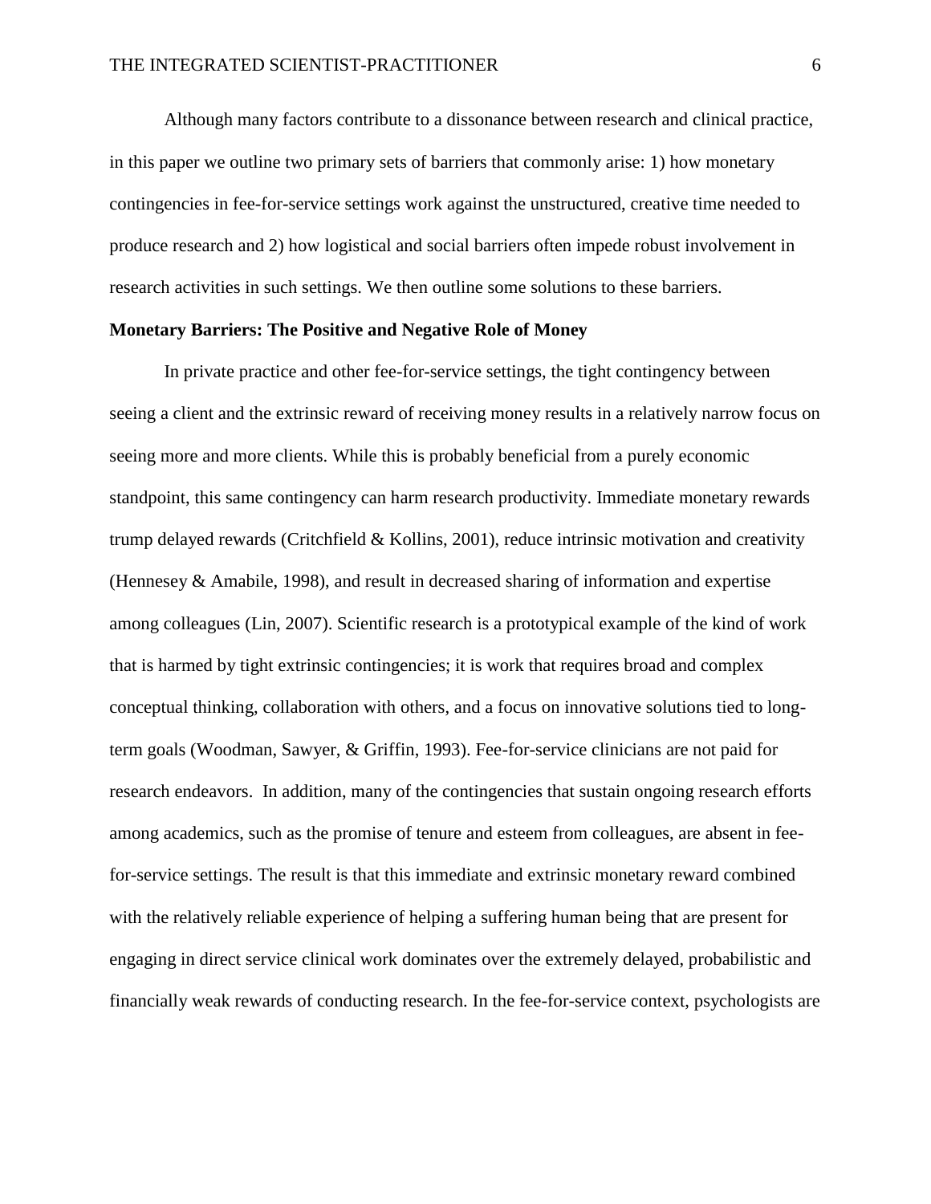Although many factors contribute to a dissonance between research and clinical practice, in this paper we outline two primary sets of barriers that commonly arise: 1) how monetary contingencies in fee-for-service settings work against the unstructured, creative time needed to produce research and 2) how logistical and social barriers often impede robust involvement in research activities in such settings. We then outline some solutions to these barriers.

**Monetary Barriers: The Positive and Negative Role of Money**

In private practice and other fee-for-service settings, the tight contingency between seeing a client and the extrinsic reward of receiving money results in a relatively narrow focus on seeing more and more clients. While this is probably beneficial from a purely economic standpoint, this same contingency can harm research productivity. Immediate monetary rewards trump delayed rewards (Critchfield & Kollins, 2001), reduce intrinsic motivation and creativity (Hennesey & Amabile, 1998), and result in decreased sharing of information and expertise among colleagues (Lin, 2007). Scientific research is a prototypical example of the kind of work that is harmed by tight extrinsic contingencies; it is work that requires broad and complex conceptual thinking, collaboration with others, and a focus on innovative solutions tied to long-term goals (Woodman, Sawyer, & Griffin, 1993). Fee-for-service clinicians are not paid for research endeavors. In addition, many of the contingencies that sustain ongoing research efforts among academics, such as the promise of tenure and esteem from colleagues, are absent in fee-for-service settings. The result is that this immediate and extrinsic monetary reward combined with the relatively reliable experience of helping a suffering human being that are present for engaging in direct service clinical work dominates over the extremely delayed, probabilistic and financially weak rewards of conducting research. In the fee-for-service context, psychologists are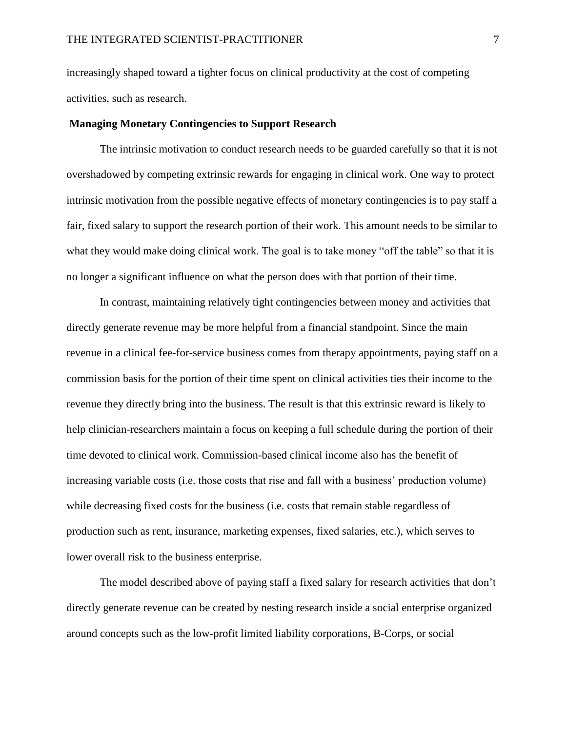increasingly shaped toward a tighter focus on clinical productivity at the cost of competing activities, such as research.

## Managing Monetary Contingencies to Support Research

The intrinsic motivation to conduct research needs to be guarded carefully so that it is not overshadowed by competing extrinsic rewards for engaging in clinical work. One way to protect intrinsic motivation from the possible negative effects of monetary contingencies is to pay staff a fair, fixed salary to support the research portion of their work. This amount needs to be similar to what they would make doing clinical work. The goal is to take money "off the table" so that it is no longer a significant influence on what the person does with that portion of their time.

In contrast, maintaining relatively tight contingencies between money and activities that directly generate revenue may be more helpful from a financial standpoint. Since the main revenue in a clinical fee-for-service business comes from therapy appointments, paying staff on a commission basis for the portion of their time spent on clinical activities ties their income to the revenue they directly bring into the business. The result is that this extrinsic reward is likely to help clinician-researchers maintain a focus on keeping a full schedule during the portion of their time devoted to clinical work. Commission-based clinical income also has the benefit of increasing variable costs (i.e. those costs that rise and fall with a business' production volume) while decreasing fixed costs for the business (i.e. costs that remain stable regardless of production such as rent, insurance, marketing expenses, fixed salaries, etc.), which serves to lower overall risk to the business enterprise.

The model described above of paying staff a fixed salary for research activities that don't directly generate revenue can be created by nesting research inside a social enterprise organized around concepts such as the low-profit limited liability corporations, B-Corps, or social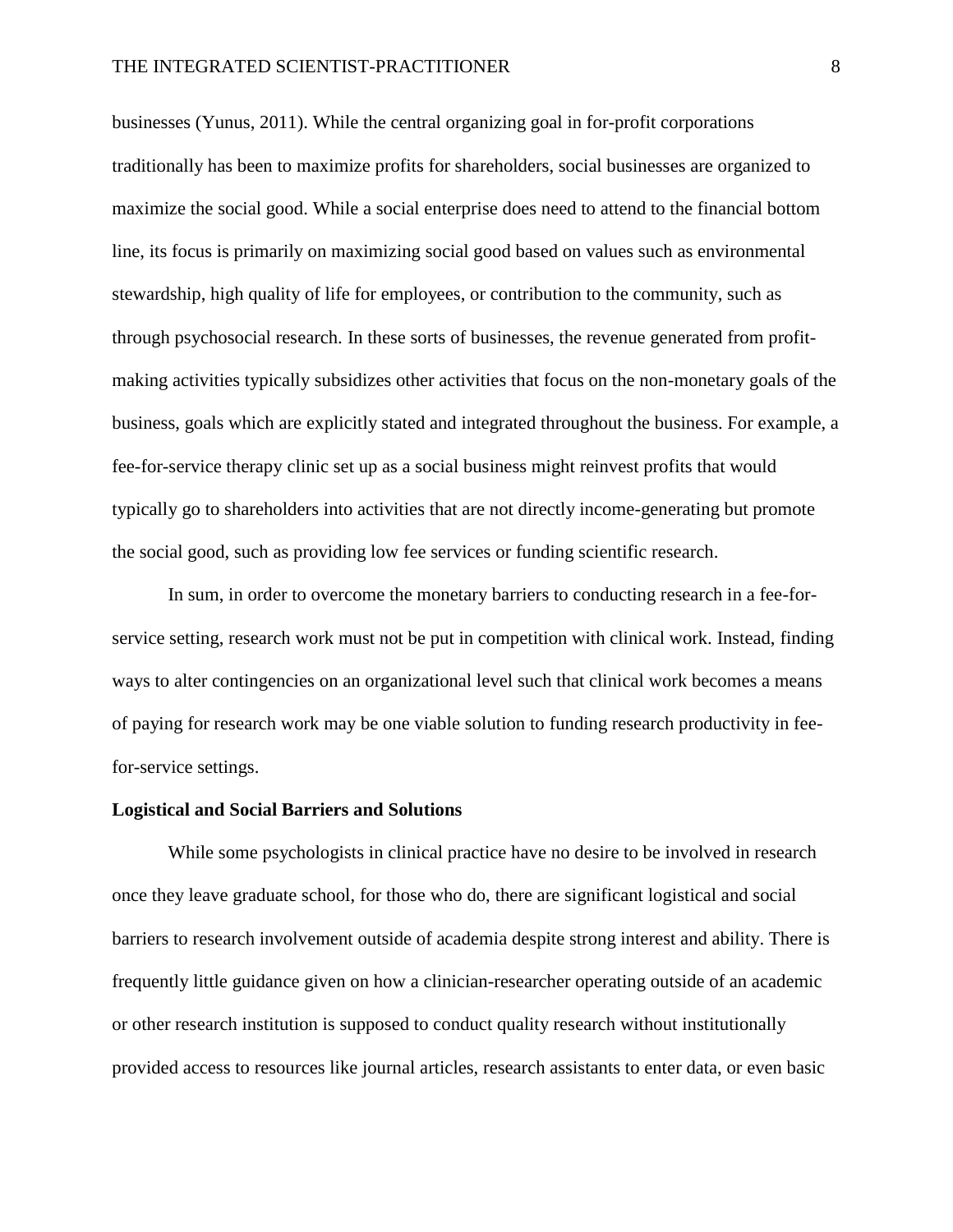businesses (Yunus, 2011). While the central organizing goal in for-profit corporations traditionally has been to maximize profits for shareholders, social businesses are organized to maximize the social good. While a social enterprise does need to attend to the financial bottom line, its focus is primarily on maximizing social good based on values such as environmental stewardship, high quality of life for employees, or contribution to the community, such as through psychosocial research. In these sorts of businesses, the revenue generated from profit-making activities typically subsidizes other activities that focus on the non-monetary goals of the business, goals which are explicitly stated and integrated throughout the business. For example, a fee-for-service therapy clinic set up as a social business might reinvest profits that would typically go to shareholders into activities that are not directly income-generating but promote the social good, such as providing low fee services or funding scientific research.

In sum, in order to overcome the monetary barriers to conducting research in a fee-for-service setting, research work must not be put in competition with clinical work. Instead, finding ways to alter contingencies on an organizational level such that clinical work becomes a means of paying for research work may be one viable solution to funding research productivity in fee-for-service settings.

**Logistical and Social Barriers and Solutions**

While some psychologists in clinical practice have no desire to be involved in research once they leave graduate school, for those who do, there are significant logistical and social barriers to research involvement outside of academia despite strong interest and ability. There is frequently little guidance given on how a clinician-researcher operating outside of an academic or other research institution is supposed to conduct quality research without institutionally provided access to resources like journal articles, research assistants to enter data, or even basic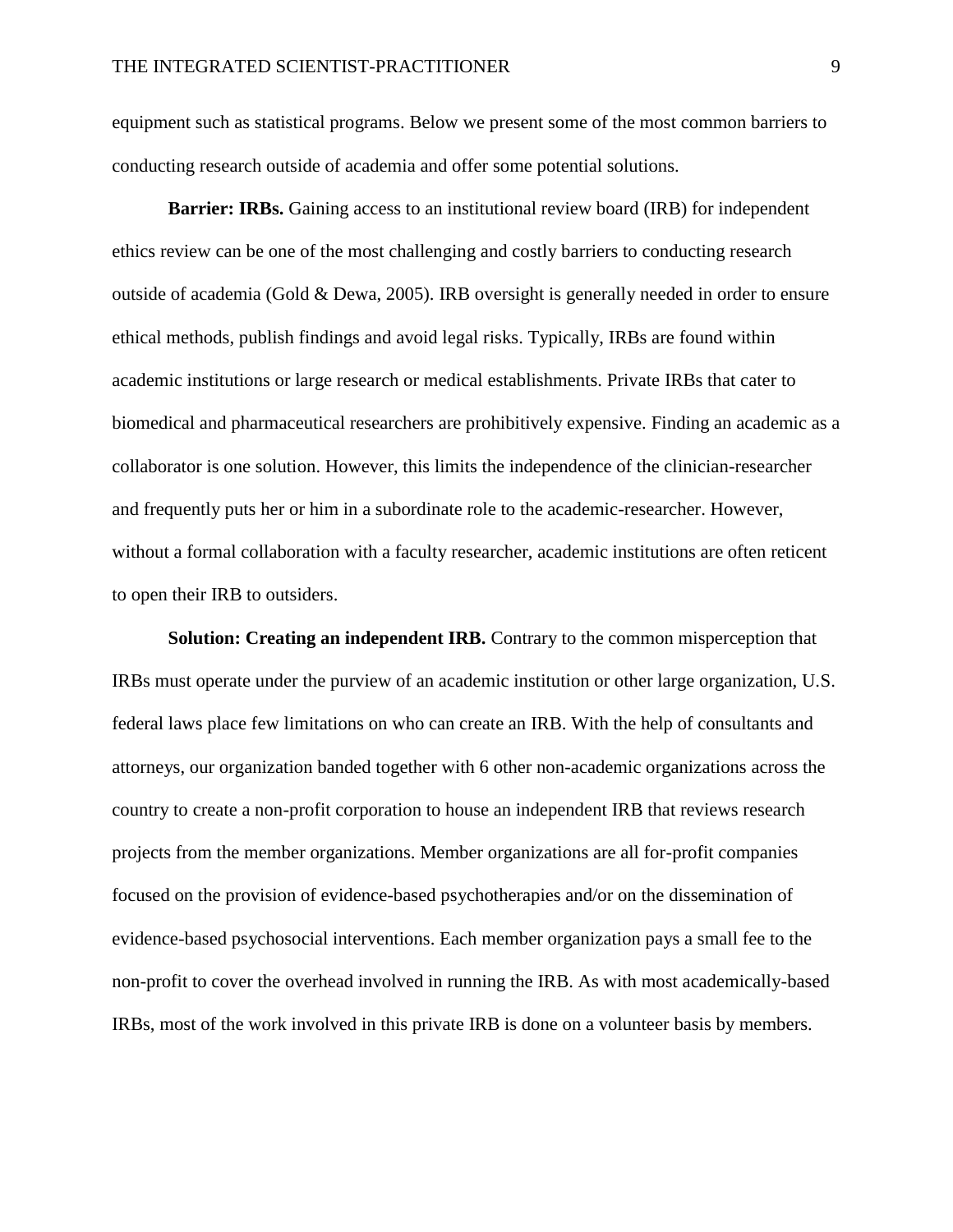equipment such as statistical programs. Below we present some of the most common barriers to conducting research outside of academia and offer some potential solutions.

**Barrier: IRBs.** Gaining access to an institutional review board (IRB) for independent ethics review can be one of the most challenging and costly barriers to conducting research outside of academia (Gold & Dewa, 2005). IRB oversight is generally needed in order to ensure ethical methods, publish findings and avoid legal risks. Typically, IRBs are found within academic institutions or large research or medical establishments. Private IRBs that cater to biomedical and pharmaceutical researchers are prohibitively expensive. Finding an academic as a collaborator is one solution. However, this limits the independence of the clinician-researcher and frequently puts her or him in a subordinate role to the academic-researcher. However, without a formal collaboration with a faculty researcher, academic institutions are often reticent to open their IRB to outsiders.

**Solution: Creating an independent IRB.** Contrary to the common misperception that IRBs must operate under the purview of an academic institution or other large organization, U.S. federal laws place few limitations on who can create an IRB. With the help of consultants and attorneys, our organization banded together with 6 other non-academic organizations across the country to create a non-profit corporation to house an independent IRB that reviews research projects from the member organizations. Member organizations are all for-profit companies focused on the provision of evidence-based psychotherapies and/or on the dissemination of evidence-based psychosocial interventions. Each member organization pays a small fee to the non-profit to cover the overhead involved in running the IRB. As with most academically-based IRBs, most of the work involved in this private IRB is done on a volunteer basis by members.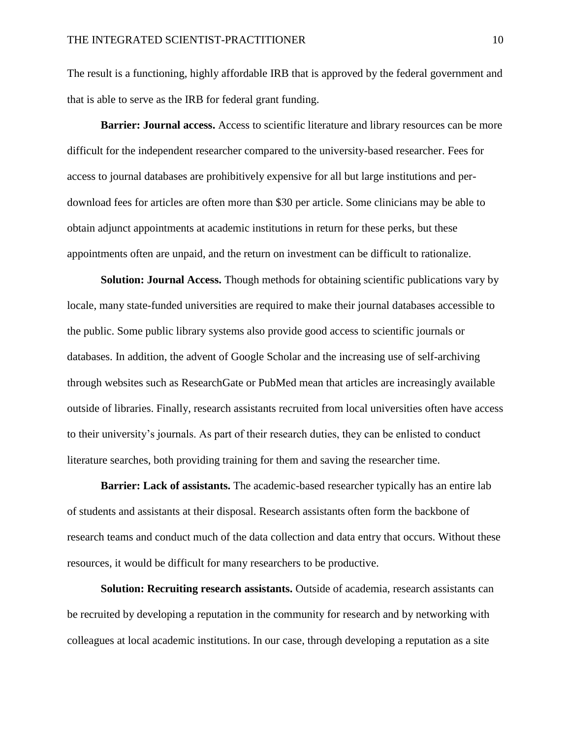The result is a functioning, highly affordable IRB that is approved by the federal government and that is able to serve as the IRB for federal grant funding.

**Barrier: Journal access.** Access to scientific literature and library resources can be more difficult for the independent researcher compared to the university-based researcher. Fees for access to journal databases are prohibitively expensive for all but large institutions and per-download fees for articles are often more than $30 per article. Some clinicians may be able to obtain adjunct appointments at academic institutions in return for these perks, but these appointments often are unpaid, and the return on investment can be difficult to rationalize.

**Solution: Journal Access.** Though methods for obtaining scientific publications vary by locale, many state-funded universities are required to make their journal databases accessible to the public. Some public library systems also provide good access to scientific journals or databases. In addition, the advent of Google Scholar and the increasing use of self-archiving through websites such as ResearchGate or PubMed mean that articles are increasingly available outside of libraries. Finally, research assistants recruited from local universities often have access to their university's journals. As part of their research duties, they can be enlisted to conduct literature searches, both providing training for them and saving the researcher time.

**Barrier: Lack of assistants.** The academic-based researcher typically has an entire lab of students and assistants at their disposal. Research assistants often form the backbone of research teams and conduct much of the data collection and data entry that occurs. Without these resources, it would be difficult for many researchers to be productive.

**Solution: Recruiting research assistants.** Outside of academia, research assistants can be recruited by developing a reputation in the community for research and by networking with colleagues at local academic institutions. In our case, through developing a reputation as a site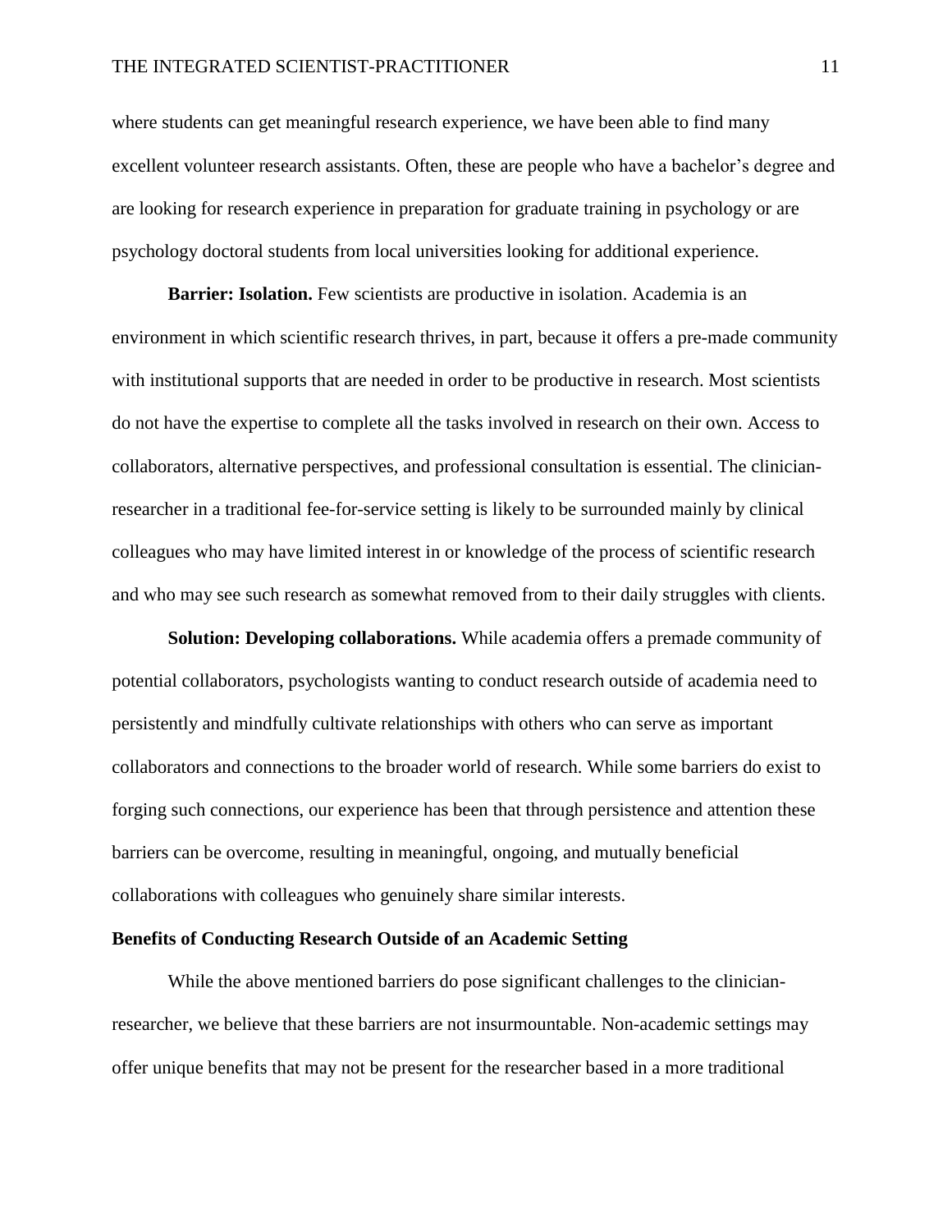where students can get meaningful research experience, we have been able to find many excellent volunteer research assistants. Often, these are people who have a bachelor's degree and are looking for research experience in preparation for graduate training in psychology or are psychology doctoral students from local universities looking for additional experience.

**Barrier: Isolation.** Few scientists are productive in isolation. Academia is an environment in which scientific research thrives, in part, because it offers a pre-made community with institutional supports that are needed in order to be productive in research. Most scientists do not have the expertise to complete all the tasks involved in research on their own. Access to collaborators, alternative perspectives, and professional consultation is essential. The clinician-researcher in a traditional fee-for-service setting is likely to be surrounded mainly by clinical colleagues who may have limited interest in or knowledge of the process of scientific research and who may see such research as somewhat removed from to their daily struggles with clients.

**Solution: Developing collaborations.** While academia offers a premade community of potential collaborators, psychologists wanting to conduct research outside of academia need to persistently and mindfully cultivate relationships with others who can serve as important collaborators and connections to the broader world of research. While some barriers do exist to forging such connections, our experience has been that through persistence and attention these barriers can be overcome, resulting in meaningful, ongoing, and mutually beneficial collaborations with colleagues who genuinely share similar interests.

## Benefits of Conducting Research Outside of an Academic Setting

While the above mentioned barriers do pose significant challenges to the clinician-researcher, we believe that these barriers are not insurmountable. Non-academic settings may offer unique benefits that may not be present for the researcher based in a more traditional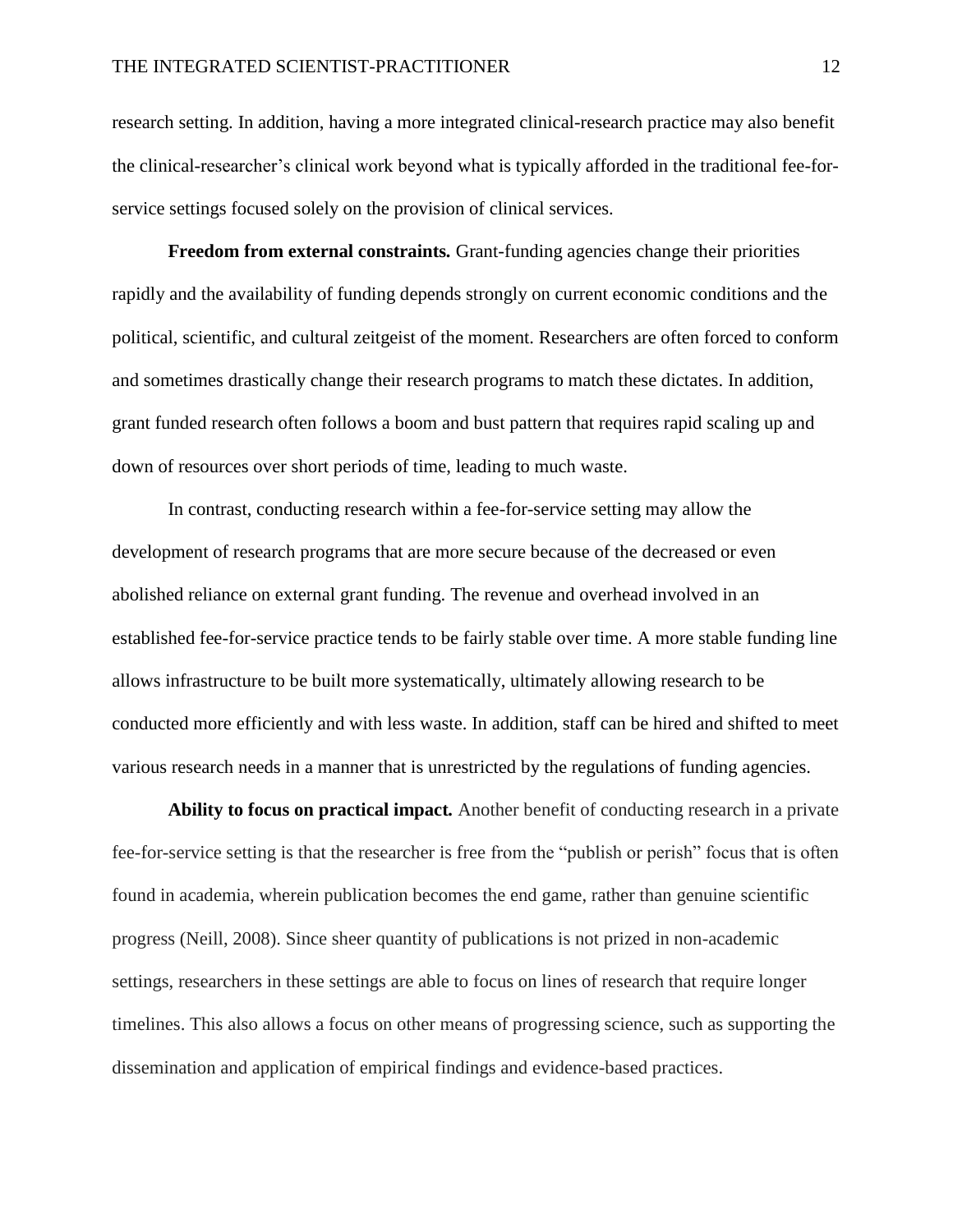research setting. In addition, having a more integrated clinical-research practice may also benefit the clinical-researcher's clinical work beyond what is typically afforded in the traditional fee-for-service settings focused solely on the provision of clinical services.

**Freedom from external constraints.** Grant-funding agencies change their priorities rapidly and the availability of funding depends strongly on current economic conditions and the political, scientific, and cultural zeitgeist of the moment. Researchers are often forced to conform and sometimes drastically change their research programs to match these dictates. In addition, grant funded research often follows a boom and bust pattern that requires rapid scaling up and down of resources over short periods of time, leading to much waste.

In contrast, conducting research within a fee-for-service setting may allow the development of research programs that are more secure because of the decreased or even abolished reliance on external grant funding. The revenue and overhead involved in an established fee-for-service practice tends to be fairly stable over time. A more stable funding line allows infrastructure to be built more systematically, ultimately allowing research to be conducted more efficiently and with less waste. In addition, staff can be hired and shifted to meet various research needs in a manner that is unrestricted by the regulations of funding agencies.

**Ability to focus on practical impact.** Another benefit of conducting research in a private fee-for-service setting is that the researcher is free from the "publish or perish" focus that is often found in academia, wherein publication becomes the end game, rather than genuine scientific progress (Neill, 2008). Since sheer quantity of publications is not prized in non-academic settings, researchers in these settings are able to focus on lines of research that require longer timelines. This also allows a focus on other means of progressing science, such as supporting the dissemination and application of empirical findings and evidence-based practices.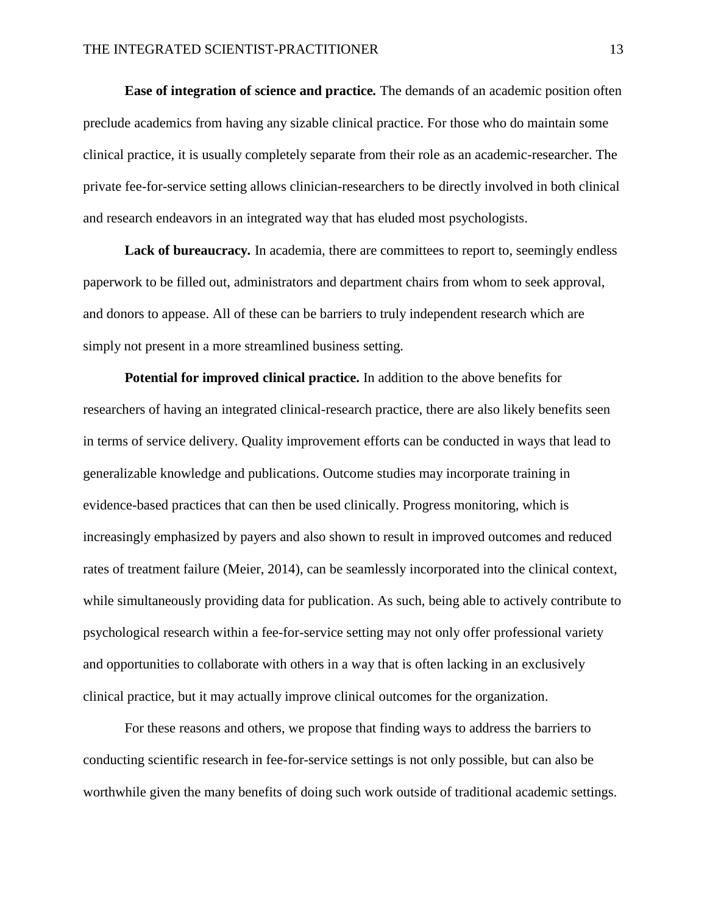**Ease of integration of science and practice.** The demands of an academic position often preclude academics from having any sizable clinical practice. For those who do maintain some clinical practice, it is usually completely separate from their role as an academic-researcher. The private fee-for-service setting allows clinician-researchers to be directly involved in both clinical and research endeavors in an integrated way that has eluded most psychologists.

**Lack of bureaucracy.** In academia, there are committees to report to, seemingly endless paperwork to be filled out, administrators and department chairs from whom to seek approval, and donors to appease. All of these can be barriers to truly independent research which are simply not present in a more streamlined business setting.

**Potential for improved clinical practice.** In addition to the above benefits for researchers of having an integrated clinical-research practice, there are also likely benefits seen in terms of service delivery. Quality improvement efforts can be conducted in ways that lead to generalizable knowledge and publications. Outcome studies may incorporate training in evidence-based practices that can then be used clinically. Progress monitoring, which is increasingly emphasized by payers and also shown to result in improved outcomes and reduced rates of treatment failure (Meier, 2014), can be seamlessly incorporated into the clinical context, while simultaneously providing data for publication. As such, being able to actively contribute to psychological research within a fee-for-service setting may not only offer professional variety and opportunities to collaborate with others in a way that is often lacking in an exclusively clinical practice, but it may actually improve clinical outcomes for the organization.

For these reasons and others, we propose that finding ways to address the barriers to conducting scientific research in fee-for-service settings is not only possible, but can also be worthwhile given the many benefits of doing such work outside of traditional academic settings.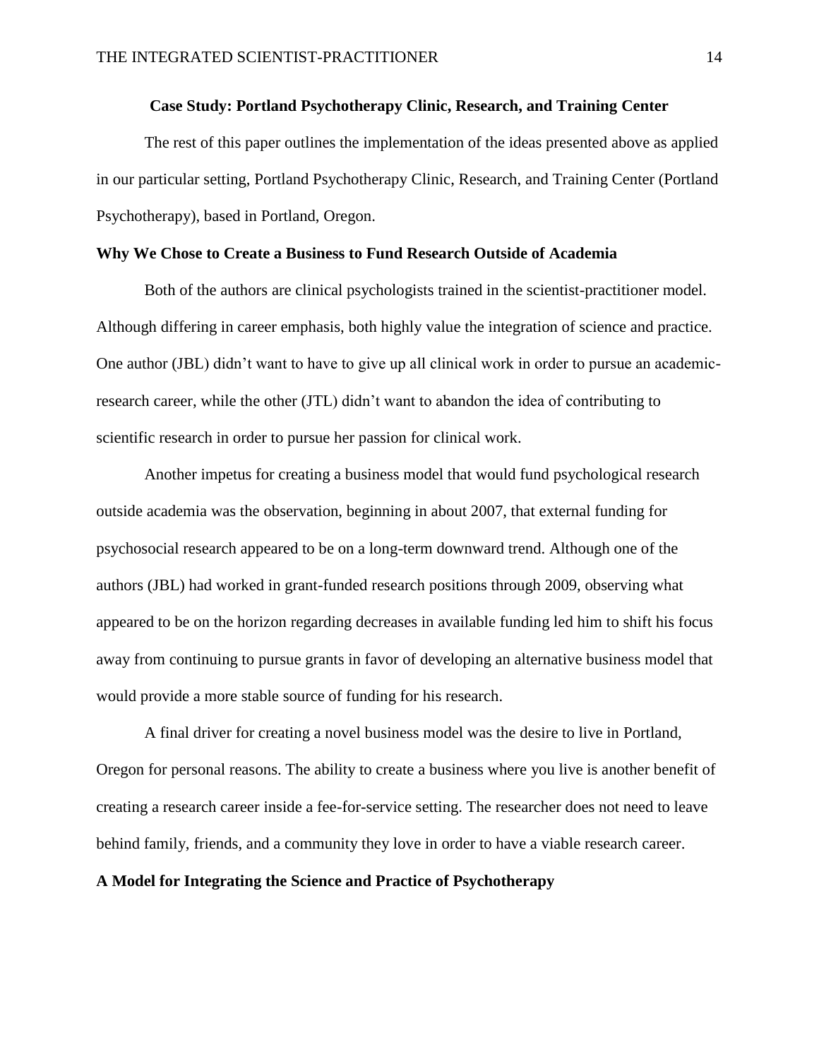## Case Study: Portland Psychotherapy Clinic, Research, and Training Center

The rest of this paper outlines the implementation of the ideas presented above as applied in our particular setting, Portland Psychotherapy Clinic, Research, and Training Center (Portland Psychotherapy), based in Portland, Oregon.

### Why We Chose to Create a Business to Fund Research Outside of Academia

Both of the authors are clinical psychologists trained in the scientist-practitioner model. Although differing in career emphasis, both highly value the integration of science and practice. One author (JBL) didn't want to have to give up all clinical work in order to pursue an academic-research career, while the other (JTL) didn't want to abandon the idea of contributing to scientific research in order to pursue her passion for clinical work.

Another impetus for creating a business model that would fund psychological research outside academia was the observation, beginning in about 2007, that external funding for psychosocial research appeared to be on a long-term downward trend. Although one of the authors (JBL) had worked in grant-funded research positions through 2009, observing what appeared to be on the horizon regarding decreases in available funding led him to shift his focus away from continuing to pursue grants in favor of developing an alternative business model that would provide a more stable source of funding for his research.

A final driver for creating a novel business model was the desire to live in Portland, Oregon for personal reasons. The ability to create a business where you live is another benefit of creating a research career inside a fee-for-service setting. The researcher does not need to leave behind family, friends, and a community they love in order to have a viable research career.

### A Model for Integrating the Science and Practice of Psychotherapy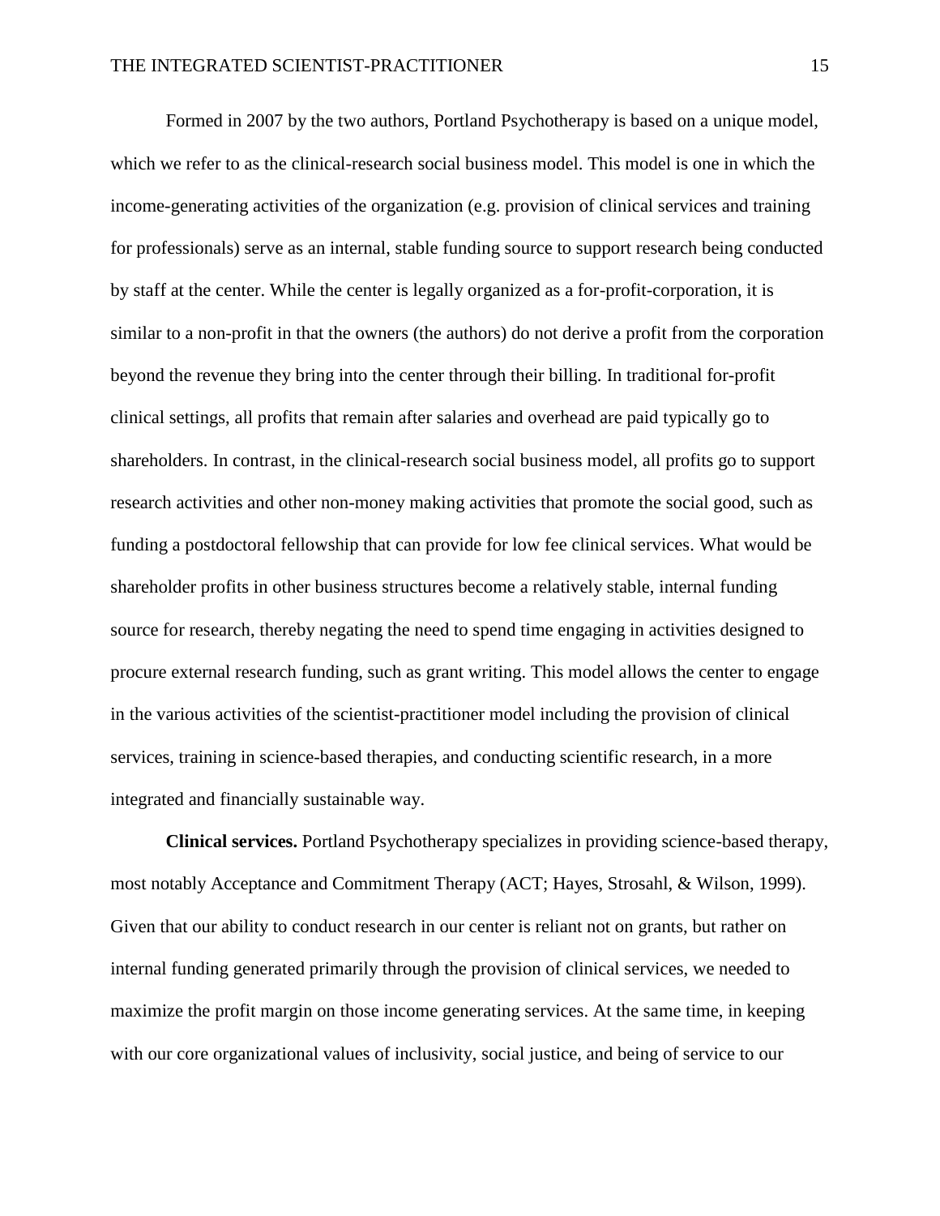Formed in 2007 by the two authors, Portland Psychotherapy is based on a unique model, which we refer to as the clinical-research social business model. This model is one in which the income-generating activities of the organization (e.g. provision of clinical services and training for professionals) serve as an internal, stable funding source to support research being conducted by staff at the center. While the center is legally organized as a for-profit-corporation, it is similar to a non-profit in that the owners (the authors) do not derive a profit from the corporation beyond the revenue they bring into the center through their billing. In traditional for-profit clinical settings, all profits that remain after salaries and overhead are paid typically go to shareholders. In contrast, in the clinical-research social business model, all profits go to support research activities and other non-money making activities that promote the social good, such as funding a postdoctoral fellowship that can provide for low fee clinical services. What would be shareholder profits in other business structures become a relatively stable, internal funding source for research, thereby negating the need to spend time engaging in activities designed to procure external research funding, such as grant writing. This model allows the center to engage in the various activities of the scientist-practitioner model including the provision of clinical services, training in science-based therapies, and conducting scientific research, in a more integrated and financially sustainable way.

**Clinical services.** Portland Psychotherapy specializes in providing science-based therapy, most notably Acceptance and Commitment Therapy (ACT; Hayes, Strosahl, & Wilson, 1999). Given that our ability to conduct research in our center is reliant not on grants, but rather on internal funding generated primarily through the provision of clinical services, we needed to maximize the profit margin on those income generating services. At the same time, in keeping with our core organizational values of inclusivity, social justice, and being of service to our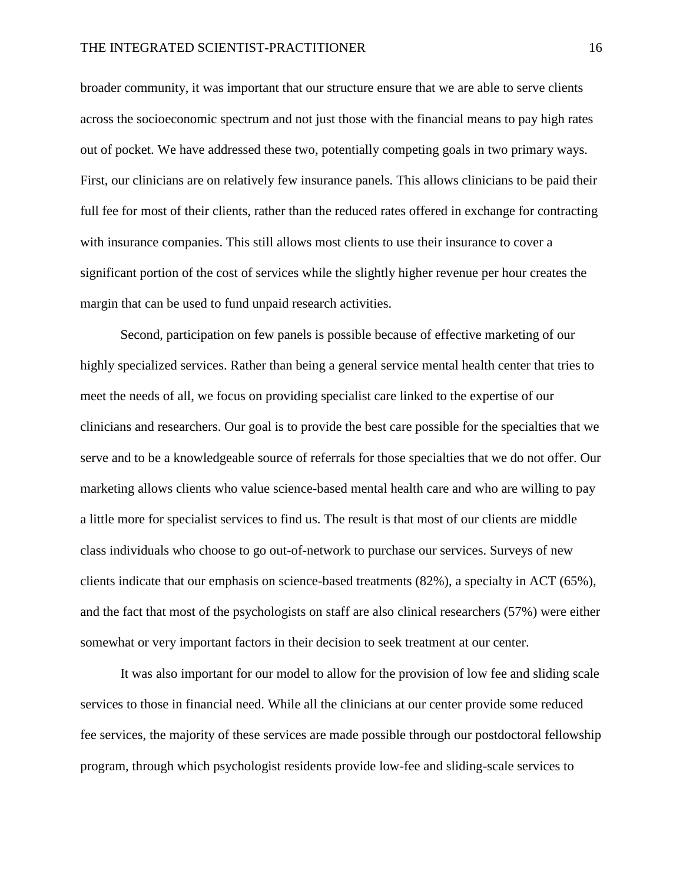broader community, it was important that our structure ensure that we are able to serve clients across the socioeconomic spectrum and not just those with the financial means to pay high rates out of pocket. We have addressed these two, potentially competing goals in two primary ways. First, our clinicians are on relatively few insurance panels. This allows clinicians to be paid their full fee for most of their clients, rather than the reduced rates offered in exchange for contracting with insurance companies. This still allows most clients to use their insurance to cover a significant portion of the cost of services while the slightly higher revenue per hour creates the margin that can be used to fund unpaid research activities.

Second, participation on few panels is possible because of effective marketing of our highly specialized services. Rather than being a general service mental health center that tries to meet the needs of all, we focus on providing specialist care linked to the expertise of our clinicians and researchers. Our goal is to provide the best care possible for the specialties that we serve and to be a knowledgeable source of referrals for those specialties that we do not offer. Our marketing allows clients who value science-based mental health care and who are willing to pay a little more for specialist services to find us. The result is that most of our clients are middle class individuals who choose to go out-of-network to purchase our services. Surveys of new clients indicate that our emphasis on science-based treatments (82%), a specialty in ACT (65%), and the fact that most of the psychologists on staff are also clinical researchers (57%) were either somewhat or very important factors in their decision to seek treatment at our center.

It was also important for our model to allow for the provision of low fee and sliding scale services to those in financial need. While all the clinicians at our center provide some reduced fee services, the majority of these services are made possible through our postdoctoral fellowship program, through which psychologist residents provide low-fee and sliding-scale services to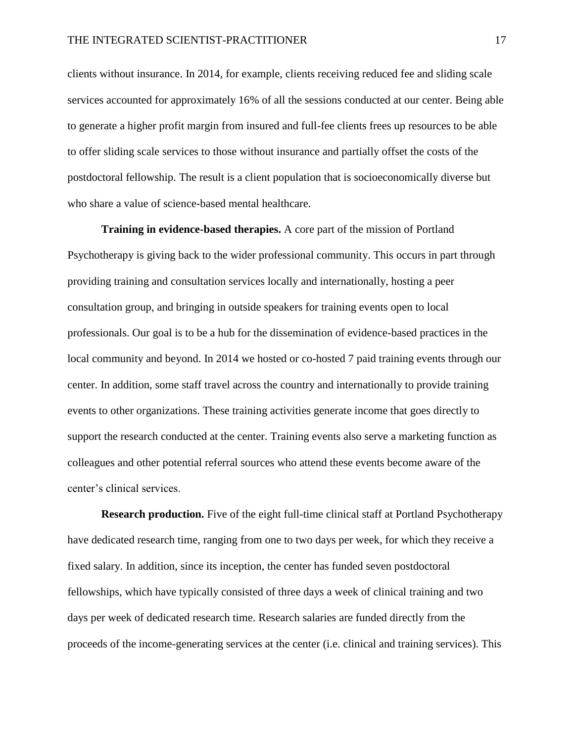clients without insurance. In 2014, for example, clients receiving reduced fee and sliding scale services accounted for approximately 16% of all the sessions conducted at our center. Being able to generate a higher profit margin from insured and full-fee clients frees up resources to be able to offer sliding scale services to those without insurance and partially offset the costs of the postdoctoral fellowship. The result is a client population that is socioeconomically diverse but who share a value of science-based mental healthcare.

**Training in evidence-based therapies.** A core part of the mission of Portland Psychotherapy is giving back to the wider professional community. This occurs in part through providing training and consultation services locally and internationally, hosting a peer consultation group, and bringing in outside speakers for training events open to local professionals. Our goal is to be a hub for the dissemination of evidence-based practices in the local community and beyond. In 2014 we hosted or co-hosted 7 paid training events through our center. In addition, some staff travel across the country and internationally to provide training events to other organizations. These training activities generate income that goes directly to support the research conducted at the center. Training events also serve a marketing function as colleagues and other potential referral sources who attend these events become aware of the center's clinical services.

**Research production.** Five of the eight full-time clinical staff at Portland Psychotherapy have dedicated research time, ranging from one to two days per week, for which they receive a fixed salary. In addition, since its inception, the center has funded seven postdoctoral fellowships, which have typically consisted of three days a week of clinical training and two days per week of dedicated research time. Research salaries are funded directly from the proceeds of the income-generating services at the center (i.e. clinical and training services). This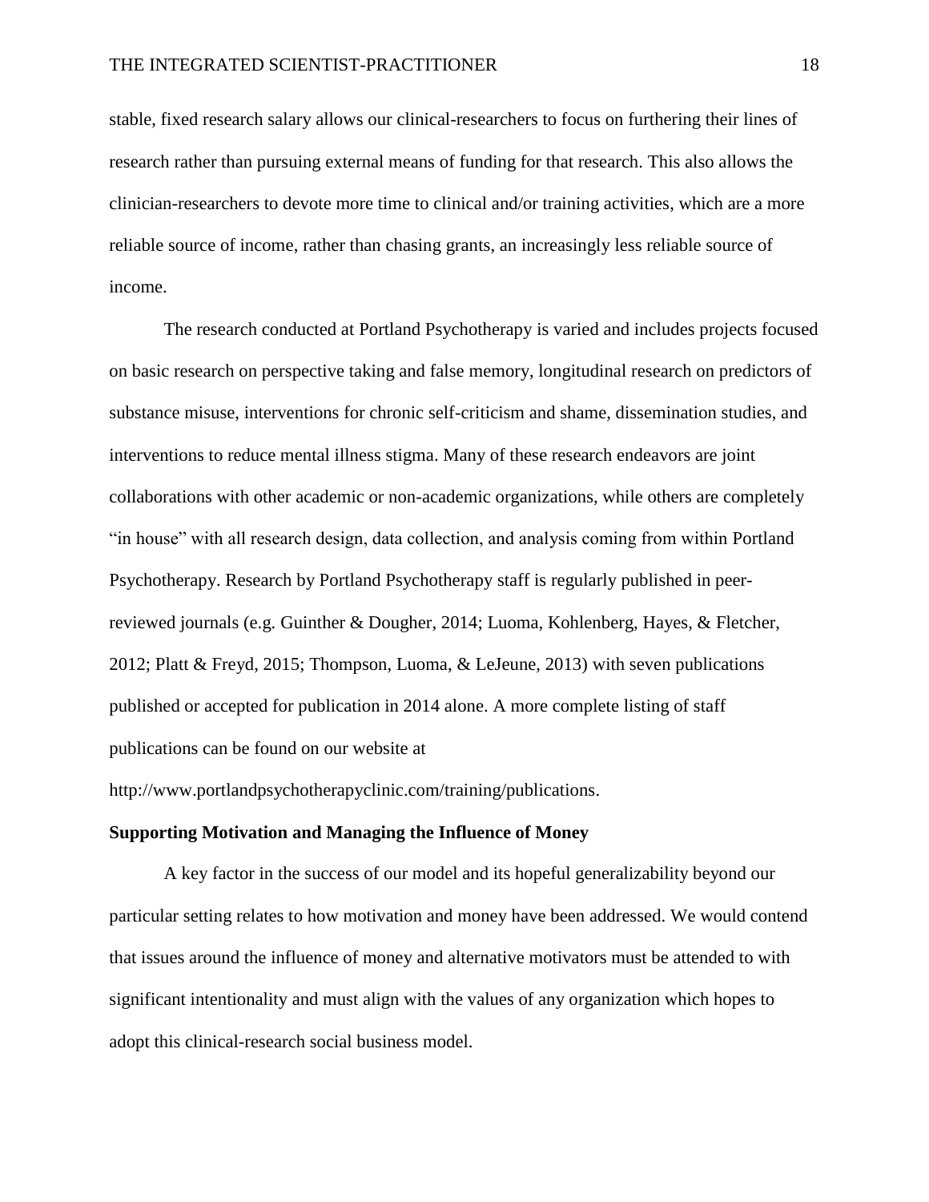stable, fixed research salary allows our clinical-researchers to focus on furthering their lines of research rather than pursuing external means of funding for that research. This also allows the clinician-researchers to devote more time to clinical and/or training activities, which are a more reliable source of income, rather than chasing grants, an increasingly less reliable source of income.

The research conducted at Portland Psychotherapy is varied and includes projects focused on basic research on perspective taking and false memory, longitudinal research on predictors of substance misuse, interventions for chronic self-criticism and shame, dissemination studies, and interventions to reduce mental illness stigma. Many of these research endeavors are joint collaborations with other academic or non-academic organizations, while others are completely "in house" with all research design, data collection, and analysis coming from within Portland Psychotherapy. Research by Portland Psychotherapy staff is regularly published in peer-reviewed journals (e.g. Guinther & Dougher, 2014; Luoma, Kohlenberg, Hayes, & Fletcher, 2012; Platt & Freyd, 2015; Thompson, Luoma, & LeJeune, 2013) with seven publications published or accepted for publication in 2014 alone. A more complete listing of staff publications can be found on our website at http://www.portlandpsychotherapyclinic.com/training/publications.

**Supporting Motivation and Managing the Influence of Money**

A key factor in the success of our model and its hopeful generalizability beyond our particular setting relates to how motivation and money have been addressed. We would contend that issues around the influence of money and alternative motivators must be attended to with significant intentionality and must align with the values of any organization which hopes to adopt this clinical-research social business model.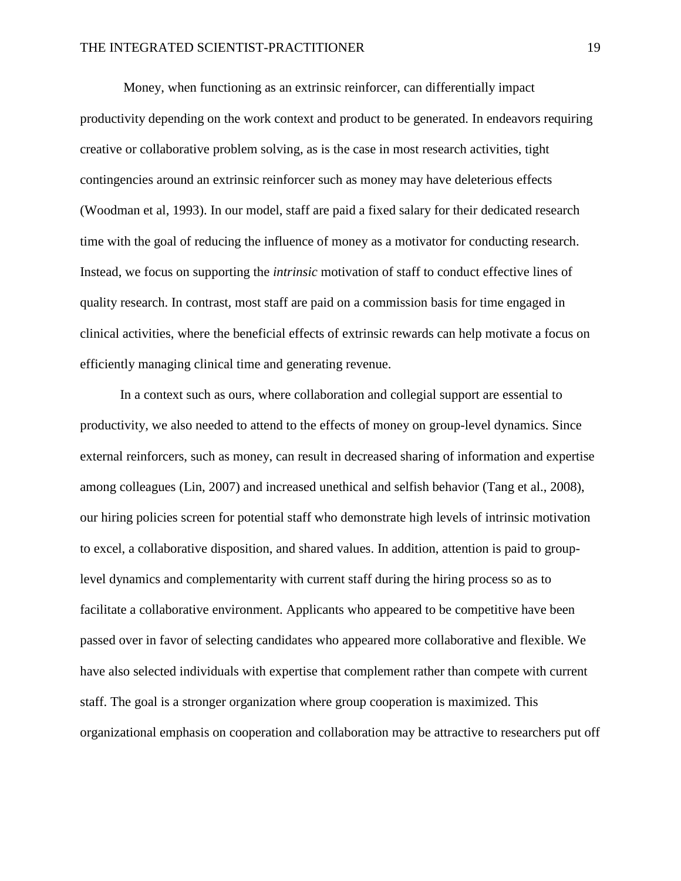Money, when functioning as an extrinsic reinforcer, can differentially impact productivity depending on the work context and product to be generated. In endeavors requiring creative or collaborative problem solving, as is the case in most research activities, tight contingencies around an extrinsic reinforcer such as money may have deleterious effects (Woodman et al, 1993). In our model, staff are paid a fixed salary for their dedicated research time with the goal of reducing the influence of money as a motivator for conducting research. Instead, we focus on supporting the *intrinsic* motivation of staff to conduct effective lines of quality research. In contrast, most staff are paid on a commission basis for time engaged in clinical activities, where the beneficial effects of extrinsic rewards can help motivate a focus on efficiently managing clinical time and generating revenue.

In a context such as ours, where collaboration and collegial support are essential to productivity, we also needed to attend to the effects of money on group-level dynamics. Since external reinforcers, such as money, can result in decreased sharing of information and expertise among colleagues (Lin, 2007) and increased unethical and selfish behavior (Tang et al., 2008), our hiring policies screen for potential staff who demonstrate high levels of intrinsic motivation to excel, a collaborative disposition, and shared values. In addition, attention is paid to group-level dynamics and complementarity with current staff during the hiring process so as to facilitate a collaborative environment. Applicants who appeared to be competitive have been passed over in favor of selecting candidates who appeared more collaborative and flexible. We have also selected individuals with expertise that complement rather than compete with current staff. The goal is a stronger organization where group cooperation is maximized. This organizational emphasis on cooperation and collaboration may be attractive to researchers put off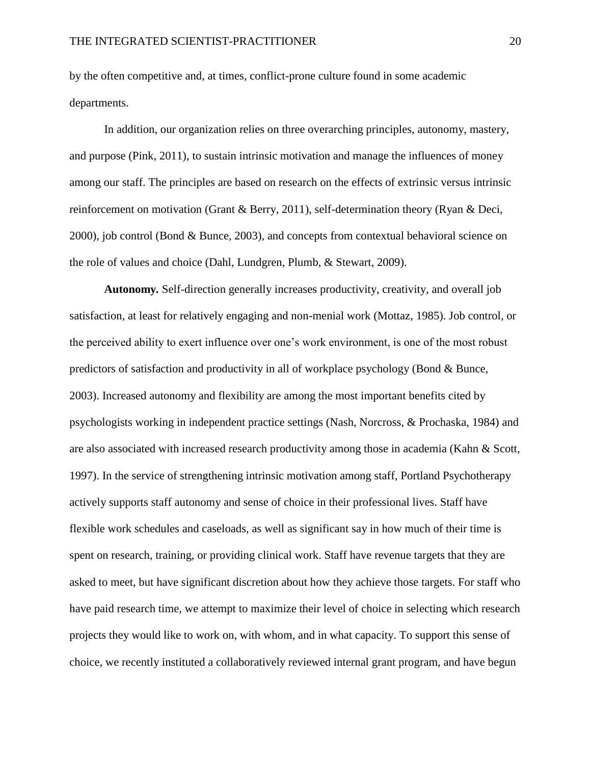by the often competitive and, at times, conflict-prone culture found in some academic departments.

In addition, our organization relies on three overarching principles, autonomy, mastery, and purpose (Pink, 2011), to sustain intrinsic motivation and manage the influences of money among our staff. The principles are based on research on the effects of extrinsic versus intrinsic reinforcement on motivation (Grant & Berry, 2011), self-determination theory (Ryan & Deci, 2000), job control (Bond & Bunce, 2003), and concepts from contextual behavioral science on the role of values and choice (Dahl, Lundgren, Plumb, & Stewart, 2009).

**Autonomy.** Self-direction generally increases productivity, creativity, and overall job satisfaction, at least for relatively engaging and non-menial work (Mottaz, 1985). Job control, or the perceived ability to exert influence over one's work environment, is one of the most robust predictors of satisfaction and productivity in all of workplace psychology (Bond & Bunce, 2003). Increased autonomy and flexibility are among the most important benefits cited by psychologists working in independent practice settings (Nash, Norcross, & Prochaska, 1984) and are also associated with increased research productivity among those in academia (Kahn & Scott, 1997). In the service of strengthening intrinsic motivation among staff, Portland Psychotherapy actively supports staff autonomy and sense of choice in their professional lives. Staff have flexible work schedules and caseloads, as well as significant say in how much of their time is spent on research, training, or providing clinical work. Staff have revenue targets that they are asked to meet, but have significant discretion about how they achieve those targets. For staff who have paid research time, we attempt to maximize their level of choice in selecting which research projects they would like to work on, with whom, and in what capacity. To support this sense of choice, we recently instituted a collaboratively reviewed internal grant program, and have begun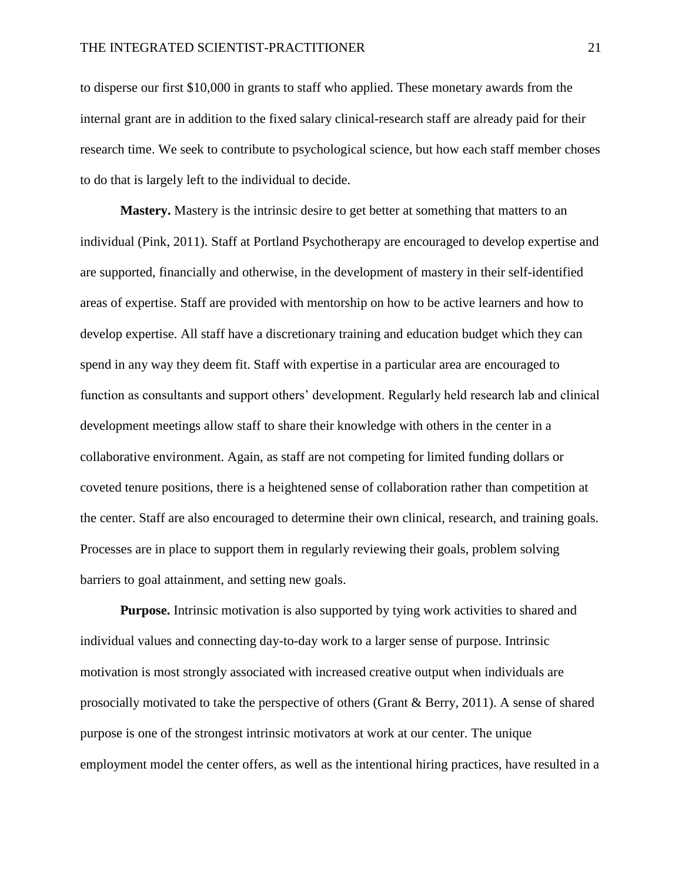to disperse our first $10,000 in grants to staff who applied. These monetary awards from the internal grant are in addition to the fixed salary clinical-research staff are already paid for their research time. We seek to contribute to psychological science, but how each staff member choses to do that is largely left to the individual to decide.

**Mastery.** Mastery is the intrinsic desire to get better at something that matters to an individual (Pink, 2011). Staff at Portland Psychotherapy are encouraged to develop expertise and are supported, financially and otherwise, in the development of mastery in their self-identified areas of expertise. Staff are provided with mentorship on how to be active learners and how to develop expertise. All staff have a discretionary training and education budget which they can spend in any way they deem fit. Staff with expertise in a particular area are encouraged to function as consultants and support others' development. Regularly held research lab and clinical development meetings allow staff to share their knowledge with others in the center in a collaborative environment. Again, as staff are not competing for limited funding dollars or coveted tenure positions, there is a heightened sense of collaboration rather than competition at the center. Staff are also encouraged to determine their own clinical, research, and training goals. Processes are in place to support them in regularly reviewing their goals, problem solving barriers to goal attainment, and setting new goals.

**Purpose.** Intrinsic motivation is also supported by tying work activities to shared and individual values and connecting day-to-day work to a larger sense of purpose. Intrinsic motivation is most strongly associated with increased creative output when individuals are prosocially motivated to take the perspective of others (Grant & Berry, 2011). A sense of shared purpose is one of the strongest intrinsic motivators at work at our center. The unique employment model the center offers, as well as the intentional hiring practices, have resulted in a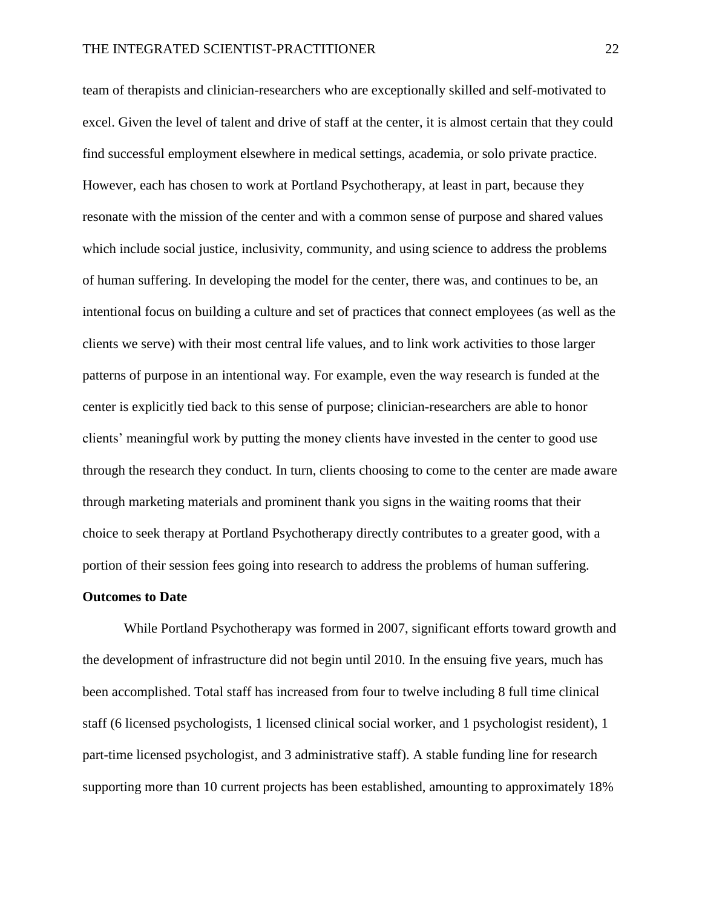team of therapists and clinician-researchers who are exceptionally skilled and self-motivated to excel. Given the level of talent and drive of staff at the center, it is almost certain that they could find successful employment elsewhere in medical settings, academia, or solo private practice. However, each has chosen to work at Portland Psychotherapy, at least in part, because they resonate with the mission of the center and with a common sense of purpose and shared values which include social justice, inclusivity, community, and using science to address the problems of human suffering. In developing the model for the center, there was, and continues to be, an intentional focus on building a culture and set of practices that connect employees (as well as the clients we serve) with their most central life values, and to link work activities to those larger patterns of purpose in an intentional way. For example, even the way research is funded at the center is explicitly tied back to this sense of purpose; clinician-researchers are able to honor clients' meaningful work by putting the money clients have invested in the center to good use through the research they conduct. In turn, clients choosing to come to the center are made aware through marketing materials and prominent thank you signs in the waiting rooms that their choice to seek therapy at Portland Psychotherapy directly contributes to a greater good, with a portion of their session fees going into research to address the problems of human suffering.

**Outcomes to Date**

While Portland Psychotherapy was formed in 2007, significant efforts toward growth and the development of infrastructure did not begin until 2010. In the ensuing five years, much has been accomplished. Total staff has increased from four to twelve including 8 full time clinical staff (6 licensed psychologists, 1 licensed clinical social worker, and 1 psychologist resident), 1 part-time licensed psychologist, and 3 administrative staff). A stable funding line for research supporting more than 10 current projects has been established, amounting to approximately 18%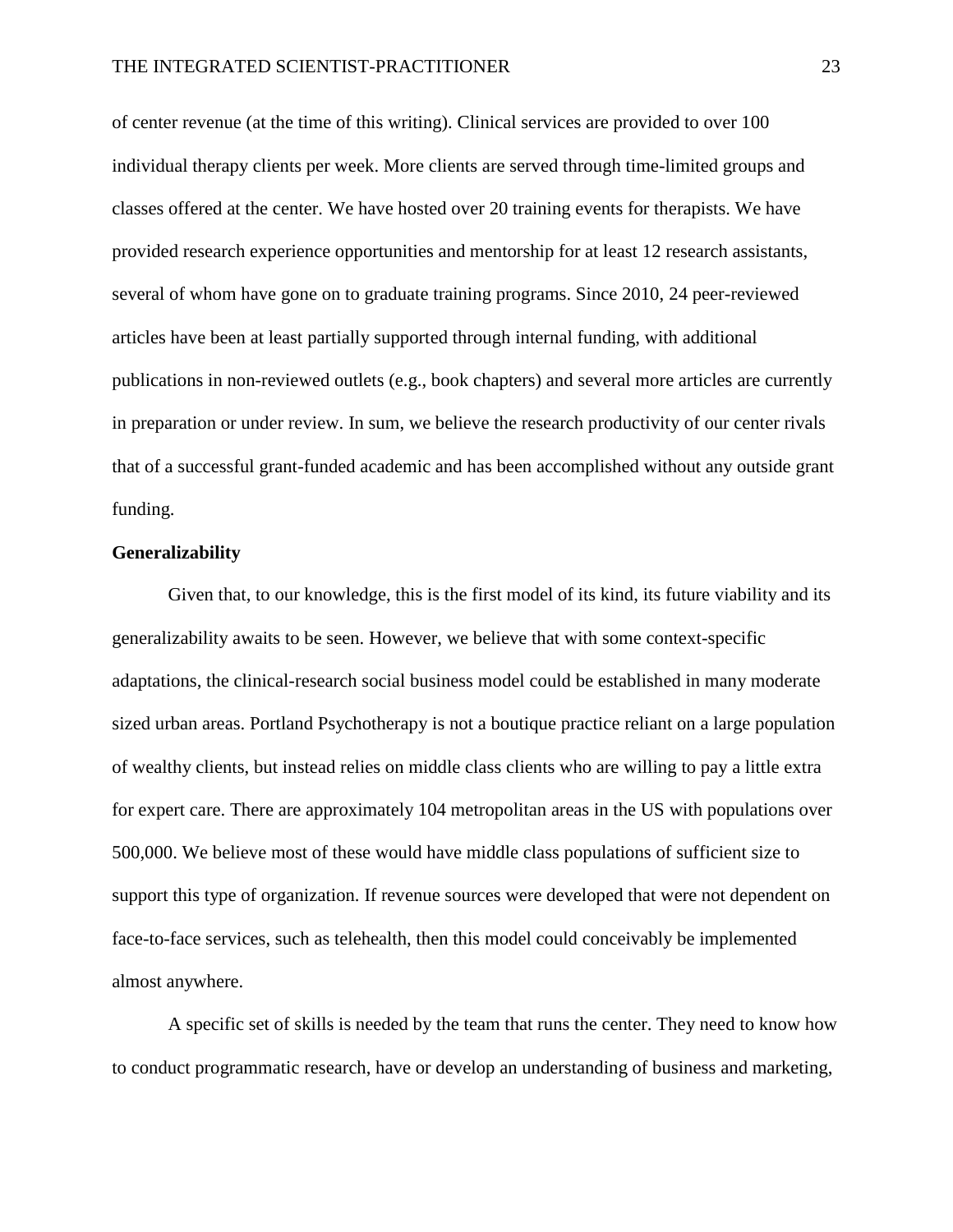of center revenue (at the time of this writing). Clinical services are provided to over 100 individual therapy clients per week. More clients are served through time-limited groups and classes offered at the center. We have hosted over 20 training events for therapists. We have provided research experience opportunities and mentorship for at least 12 research assistants, several of whom have gone on to graduate training programs. Since 2010, 24 peer-reviewed articles have been at least partially supported through internal funding, with additional publications in non-reviewed outlets (e.g., book chapters) and several more articles are currently in preparation or under review. In sum, we believe the research productivity of our center rivals that of a successful grant-funded academic and has been accomplished without any outside grant funding.

**Generalizability**

Given that, to our knowledge, this is the first model of its kind, its future viability and its generalizability awaits to be seen. However, we believe that with some context-specific adaptations, the clinical-research social business model could be established in many moderate sized urban areas. Portland Psychotherapy is not a boutique practice reliant on a large population of wealthy clients, but instead relies on middle class clients who are willing to pay a little extra for expert care. There are approximately 104 metropolitan areas in the US with populations over 500,000. We believe most of these would have middle class populations of sufficient size to support this type of organization. If revenue sources were developed that were not dependent on face-to-face services, such as telehealth, then this model could conceivably be implemented almost anywhere.

A specific set of skills is needed by the team that runs the center. They need to know how to conduct programmatic research, have or develop an understanding of business and marketing,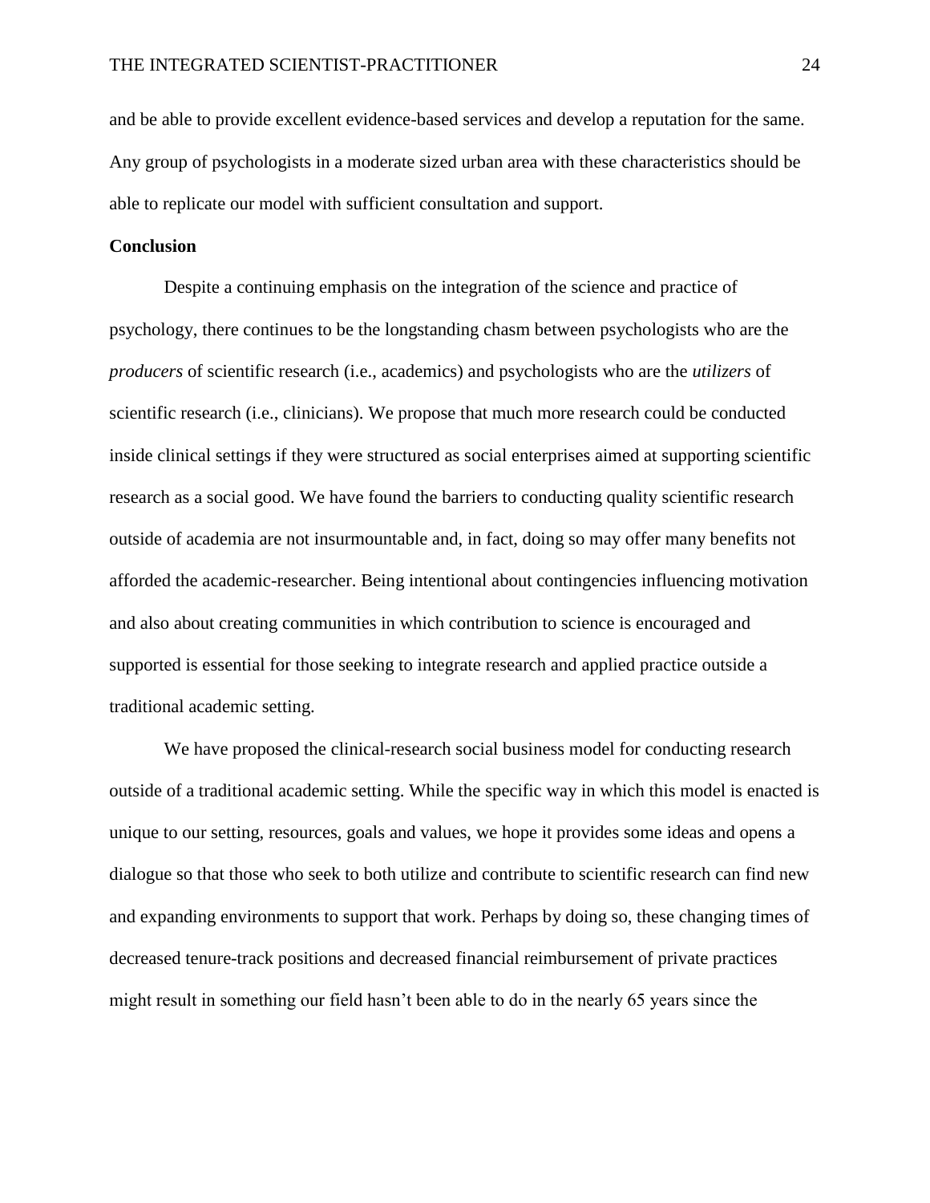and be able to provide excellent evidence-based services and develop a reputation for the same. Any group of psychologists in a moderate sized urban area with these characteristics should be able to replicate our model with sufficient consultation and support.

**Conclusion**

Despite a continuing emphasis on the integration of the science and practice of psychology, there continues to be the longstanding chasm between psychologists who are the *producers* of scientific research (i.e., academics) and psychologists who are the *utilizers* of scientific research (i.e., clinicians). We propose that much more research could be conducted inside clinical settings if they were structured as social enterprises aimed at supporting scientific research as a social good. We have found the barriers to conducting quality scientific research outside of academia are not insurmountable and, in fact, doing so may offer many benefits not afforded the academic-researcher. Being intentional about contingencies influencing motivation and also about creating communities in which contribution to science is encouraged and supported is essential for those seeking to integrate research and applied practice outside a traditional academic setting.

We have proposed the clinical-research social business model for conducting research outside of a traditional academic setting. While the specific way in which this model is enacted is unique to our setting, resources, goals and values, we hope it provides some ideas and opens a dialogue so that those who seek to both utilize and contribute to scientific research can find new and expanding environments to support that work. Perhaps by doing so, these changing times of decreased tenure-track positions and decreased financial reimbursement of private practices might result in something our field hasn't been able to do in the nearly 65 years since the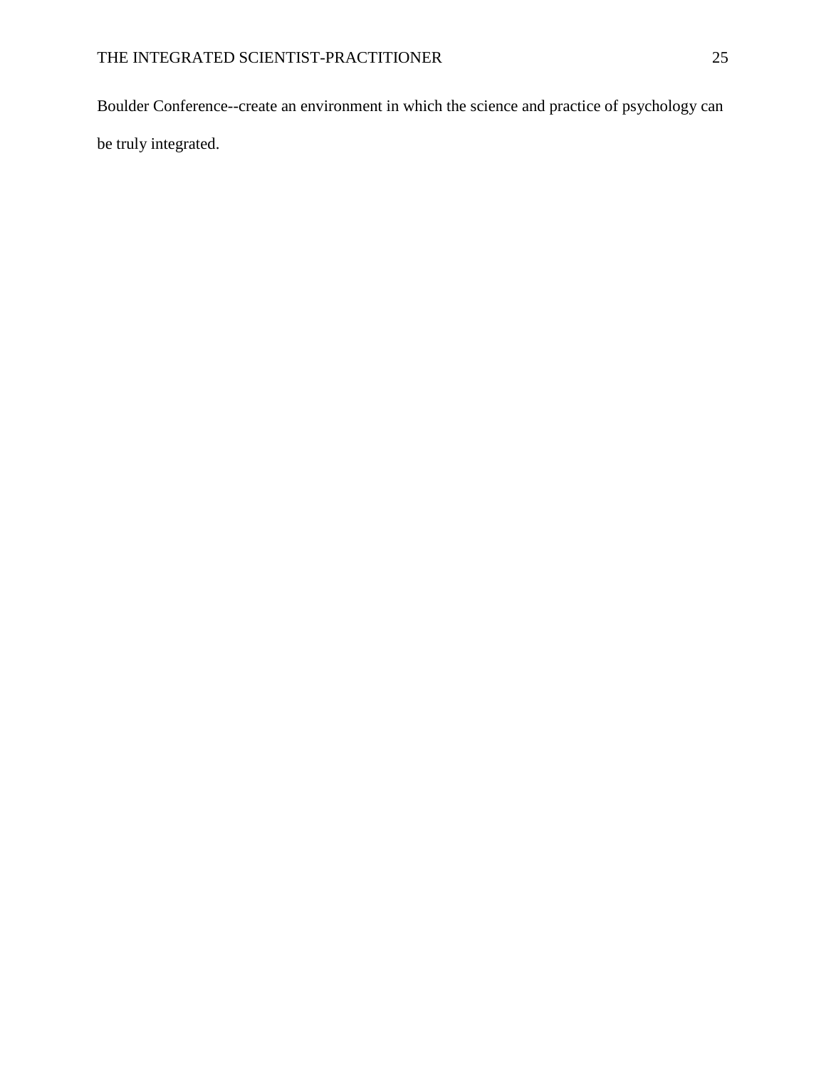Boulder Conference--create an environment in which the science and practice of psychology can be truly integrated.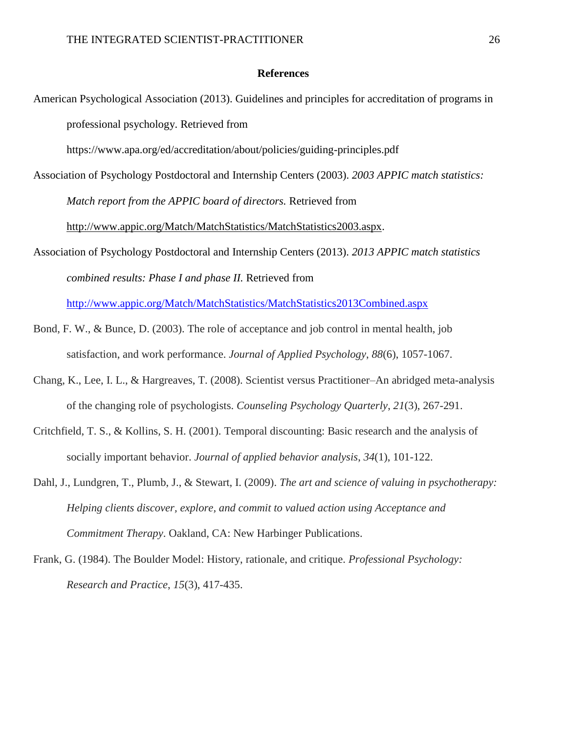## References

American Psychological Association (2013). Guidelines and principles for accreditation of programs in professional psychology. Retrieved from https://www.apa.org/ed/accreditation/about/policies/guiding-principles.pdf

Association of Psychology Postdoctoral and Internship Centers (2003). *2003 APPIC match statistics: Match report from the APPIC board of directors.* Retrieved from http://www.appic.org/Match/MatchStatistics/MatchStatistics2003.aspx.

Association of Psychology Postdoctoral and Internship Centers (2013). *2013 APPIC match statistics combined results: Phase I and phase II.* Retrieved from http://www.appic.org/Match/MatchStatistics/MatchStatistics2013Combined.aspx

Bond, F. W., & Bunce, D. (2003). The role of acceptance and job control in mental health, job satisfaction, and work performance. *Journal of Applied Psychology*, *88*(6), 1057-1067.

Chang, K., Lee, I. L., & Hargreaves, T. (2008). Scientist versus Practitioner–An abridged meta-analysis of the changing role of psychologists. *Counseling Psychology Quarterly*, *21*(3), 267-291.

Critchfield, T. S., & Kollins, S. H. (2001). Temporal discounting: Basic research and the analysis of socially important behavior. *Journal of applied behavior analysis*, *34*(1), 101-122.

Dahl, J., Lundgren, T., Plumb, J., & Stewart, I. (2009). *The art and science of valuing in psychotherapy: Helping clients discover, explore, and commit to valued action using Acceptance and Commitment Therapy*. Oakland, CA: New Harbinger Publications.

Frank, G. (1984). The Boulder Model: History, rationale, and critique. *Professional Psychology: Research and Practice*, *15*(3), 417-435.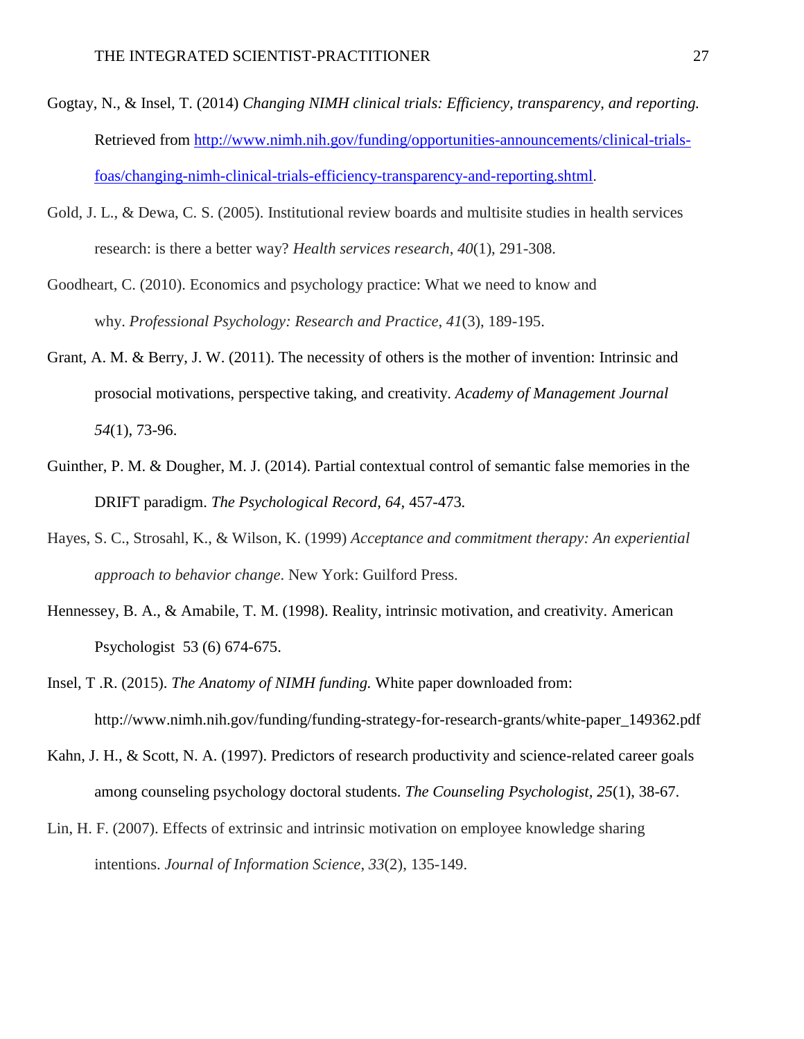Gogtay, N., & Insel, T. (2014) *Changing NIMH clinical trials: Efficiency, transparency, and reporting.* Retrieved from http://www.nimh.nih.gov/funding/opportunities-announcements/clinical-trials-foas/changing-nimh-clinical-trials-efficiency-transparency-and-reporting.shtml.

Gold, J. L., & Dewa, C. S. (2005). Institutional review boards and multisite studies in health services research: is there a better way? *Health services research*, *40*(1), 291-308.

Goodheart, C. (2010). Economics and psychology practice: What we need to know and why. *Professional Psychology: Research and Practice*, *41*(3), 189-195.

Grant, A. M. & Berry, J. W. (2011). The necessity of others is the mother of invention: Intrinsic and prosocial motivations, perspective taking, and creativity. *Academy of Management Journal 54*(1), 73-96.

Guinther, P. M. & Dougher, M. J. (2014). Partial contextual control of semantic false memories in the DRIFT paradigm. *The Psychological Record, 64,* 457-473.

Hayes, S. C., Strosahl, K., & Wilson, K. (1999) *Acceptance and commitment therapy: An experiential approach to behavior change*. New York: Guilford Press.

Hennessey, B. A., & Amabile, T. M. (1998). Reality, intrinsic motivation, and creativity. American Psychologist 53 (6) 674-675.

Insel, T .R. (2015). *The Anatomy of NIMH funding.* White paper downloaded from: http://www.nimh.nih.gov/funding/funding-strategy-for-research-grants/white-paper_149362.pdf

Kahn, J. H., & Scott, N. A. (1997). Predictors of research productivity and science-related career goals among counseling psychology doctoral students. *The Counseling Psychologist*, *25*(1), 38-67.

Lin, H. F. (2007). Effects of extrinsic and intrinsic motivation on employee knowledge sharing intentions. *Journal of Information Science*, *33*(2), 135-149.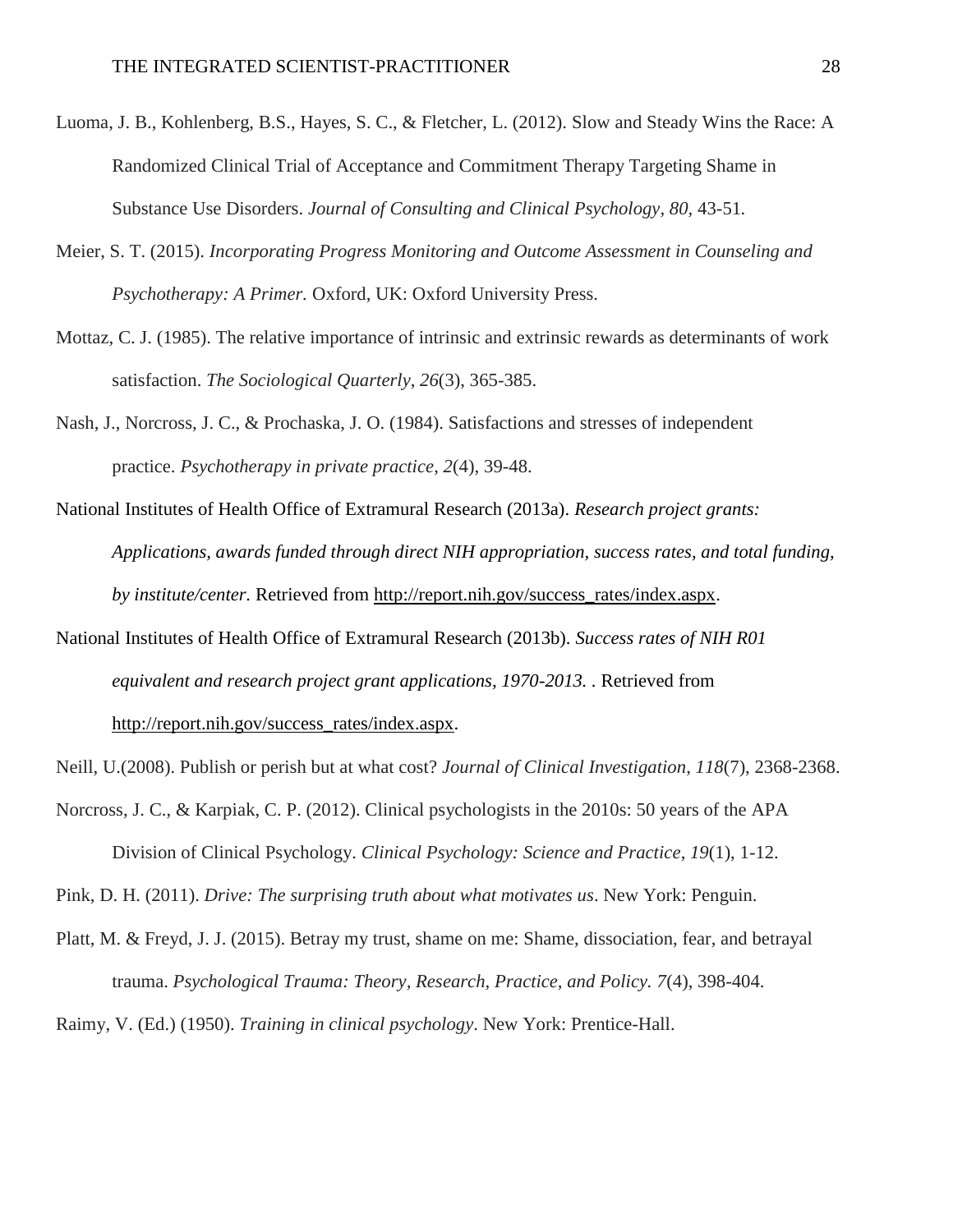Luoma, J. B., Kohlenberg, B.S., Hayes, S. C., & Fletcher, L. (2012). Slow and Steady Wins the Race: A Randomized Clinical Trial of Acceptance and Commitment Therapy Targeting Shame in Substance Use Disorders. *Journal of Consulting and Clinical Psychology*, *80*, 43-51.

Meier, S. T. (2015). *Incorporating Progress Monitoring and Outcome Assessment in Counseling and Psychotherapy: A Primer.* Oxford, UK: Oxford University Press.

Mottaz, C. J. (1985). The relative importance of intrinsic and extrinsic rewards as determinants of work satisfaction. *The Sociological Quarterly*, *26*(3), 365-385.

Nash, J., Norcross, J. C., & Prochaska, J. O. (1984). Satisfactions and stresses of independent practice. *Psychotherapy in private practice*, *2*(4), 39-48.

National Institutes of Health Office of Extramural Research (2013a). *Research project grants: Applications, awards funded through direct NIH appropriation, success rates, and total funding, by institute/center.* Retrieved from http://report.nih.gov/success_rates/index.aspx.

National Institutes of Health Office of Extramural Research (2013b). *Success rates of NIH R01 equivalent and research project grant applications, 1970-2013.* . Retrieved from http://report.nih.gov/success_rates/index.aspx.

Neill, U.(2008). Publish or perish but at what cost? *Journal of Clinical Investigation*, *118*(7), 2368-2368.

Norcross, J. C., & Karpiak, C. P. (2012). Clinical psychologists in the 2010s: 50 years of the APA Division of Clinical Psychology. *Clinical Psychology: Science and Practice*, *19*(1), 1-12.

Pink, D. H. (2011). *Drive: The surprising truth about what motivates us*. New York: Penguin.

Platt, M. & Freyd, J. J. (2015). Betray my trust, shame on me: Shame, dissociation, fear, and betrayal trauma. *Psychological Trauma: Theory, Research, Practice, and Policy. 7*(4), 398-404.

Raimy, V. (Ed.) (1950). *Training in clinical psychology*. New York: Prentice-Hall.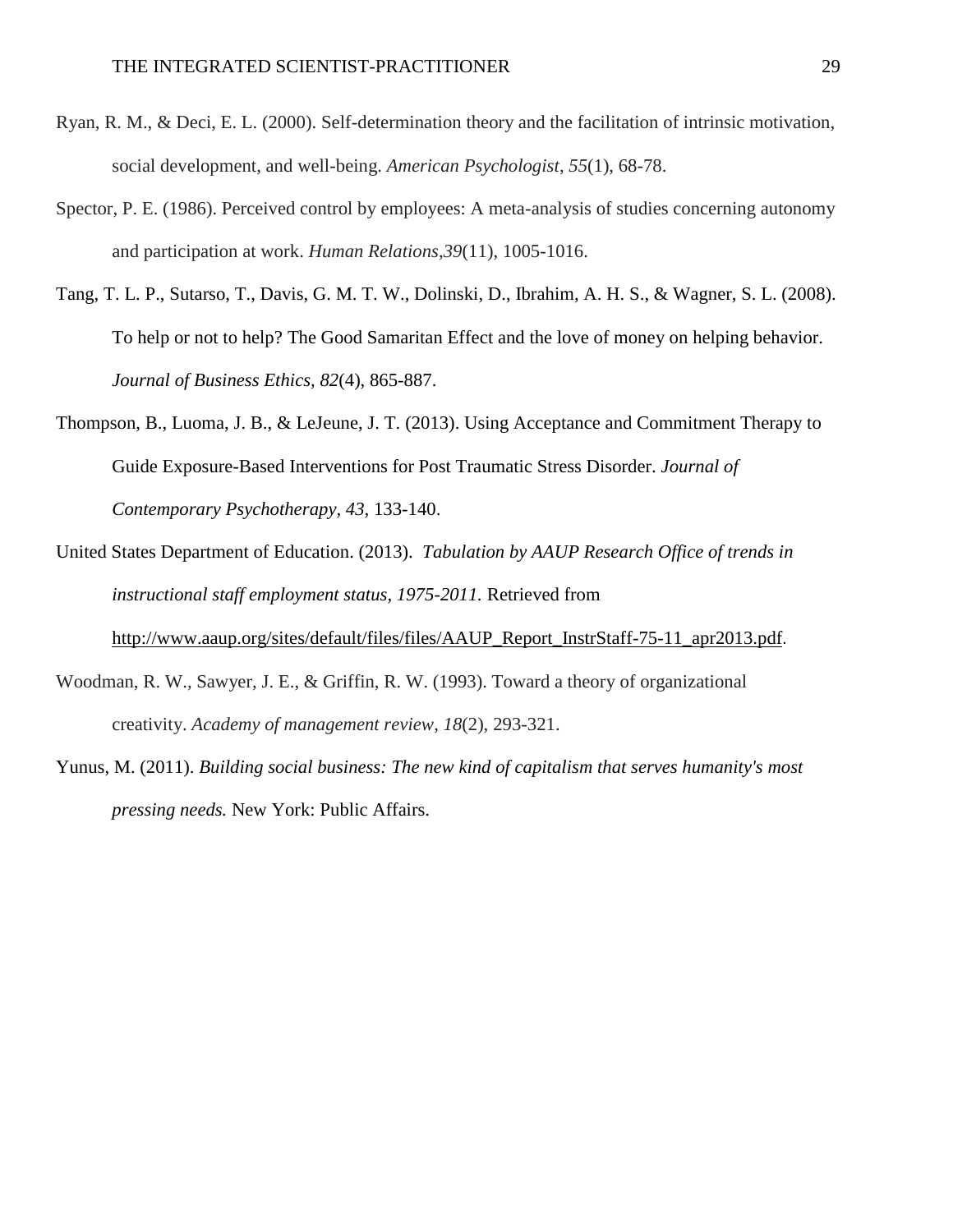Ryan, R. M., & Deci, E. L. (2000). Self-determination theory and the facilitation of intrinsic motivation, social development, and well-being. *American Psychologist*, *55*(1), 68-78.

Spector, P. E. (1986). Perceived control by employees: A meta-analysis of studies concerning autonomy and participation at work. *Human Relations*,*39*(11), 1005-1016.

Tang, T. L. P., Sutarso, T., Davis, G. M. T. W., Dolinski, D., Ibrahim, A. H. S., & Wagner, S. L. (2008). To help or not to help? The Good Samaritan Effect and the love of money on helping behavior. *Journal of Business Ethics*, *82*(4), 865-887.

Thompson, B., Luoma, J. B., & LeJeune, J. T. (2013). Using Acceptance and Commitment Therapy to Guide Exposure-Based Interventions for Post Traumatic Stress Disorder. *Journal of Contemporary Psychotherapy*, *43*, 133-140.

United States Department of Education. (2013). *Tabulation by AAUP Research Office of trends in instructional staff employment status, 1975-2011.* Retrieved from http://www.aaup.org/sites/default/files/files/AAUP_Report_InstrStaff-75-11_apr2013.pdf.

Woodman, R. W., Sawyer, J. E., & Griffin, R. W. (1993). Toward a theory of organizational creativity. *Academy of management review*, *18*(2), 293-321.

Yunus, M. (2011). *Building social business: The new kind of capitalism that serves humanity's most pressing needs.* New York: Public Affairs.